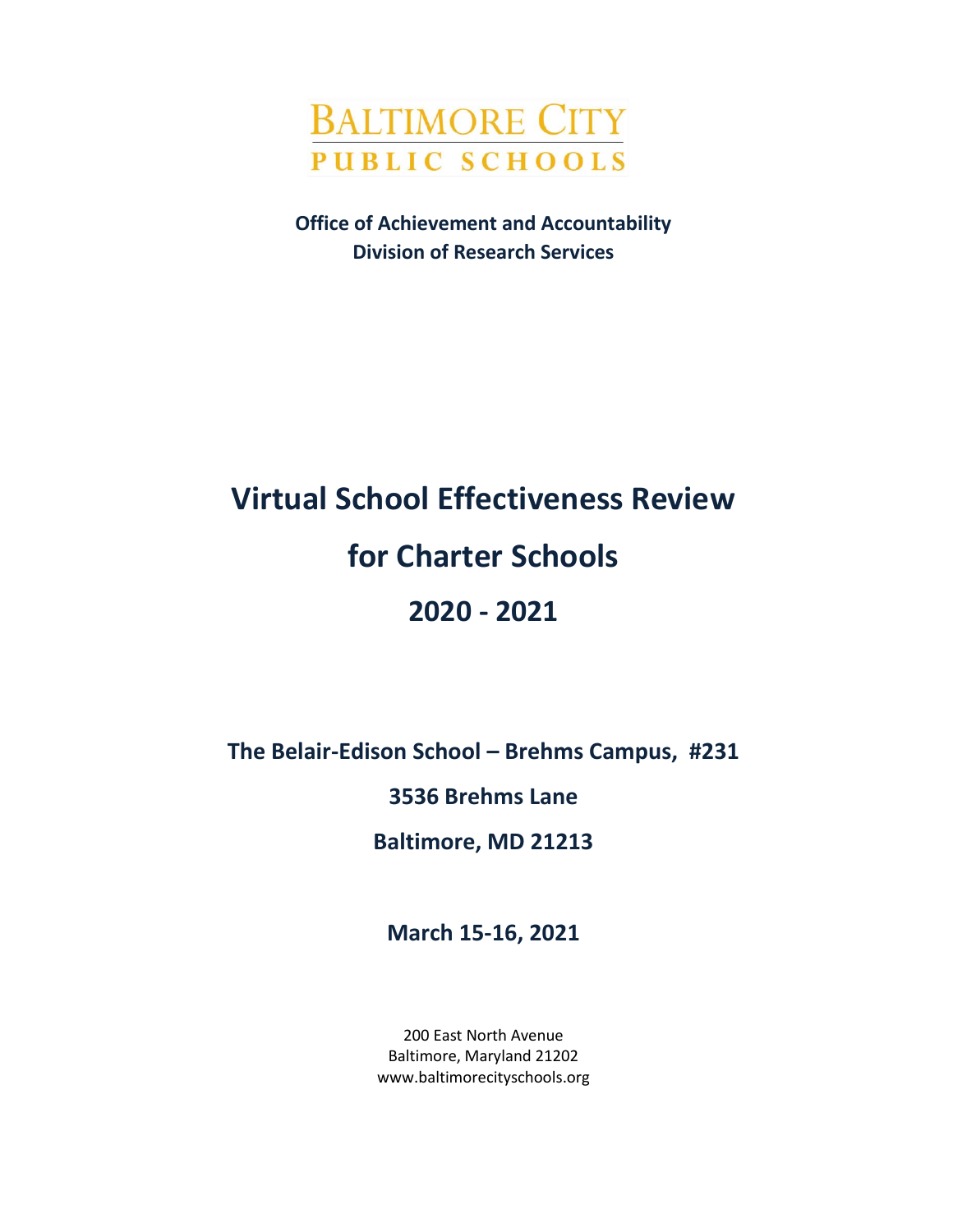**BALTIMORE CITY**
**PUBLIC SCHOOLS**

**Office of Achievement and Accountability**
**Division of Research Services**

# Virtual School Effectiveness Review
# for Charter Schools
# 2020 - 2021

**The Belair-Edison School – Brehms Campus, #231**

**3536 Brehms Lane**

**Baltimore, MD 21213**

**March 15-16, 2021**

200 East North Avenue
Baltimore, Maryland 21202
www.baltimorecityschools.org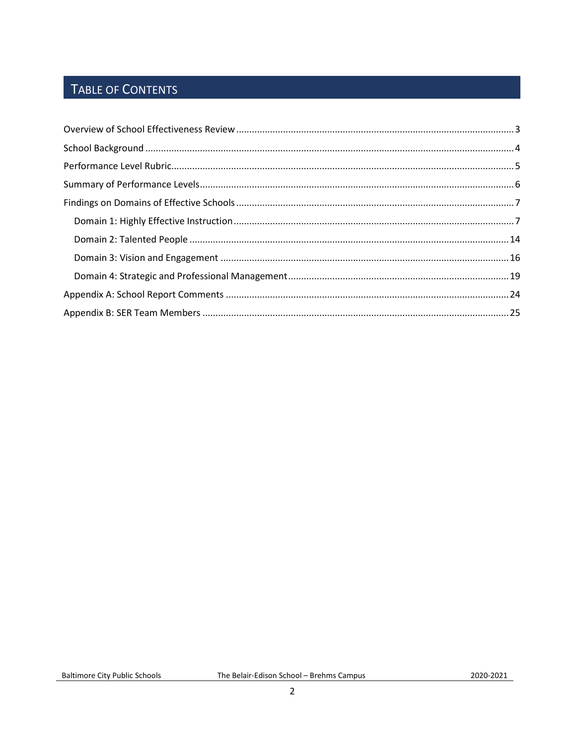## TABLE OF CONTENTS

Overview of School Effectiveness Review ..... 3

School Background ..... 4

Performance Level Rubric ..... 5

Summary of Performance Levels ..... 6

Findings on Domains of Effective Schools ..... 7

- Domain 1: Highly Effective Instruction ..... 7
- Domain 2: Talented People ..... 14
- Domain 3: Vision and Engagement ..... 16
- Domain 4: Strategic and Professional Management ..... 19

Appendix A: School Report Comments ..... 24

Appendix B: SER Team Members ..... 25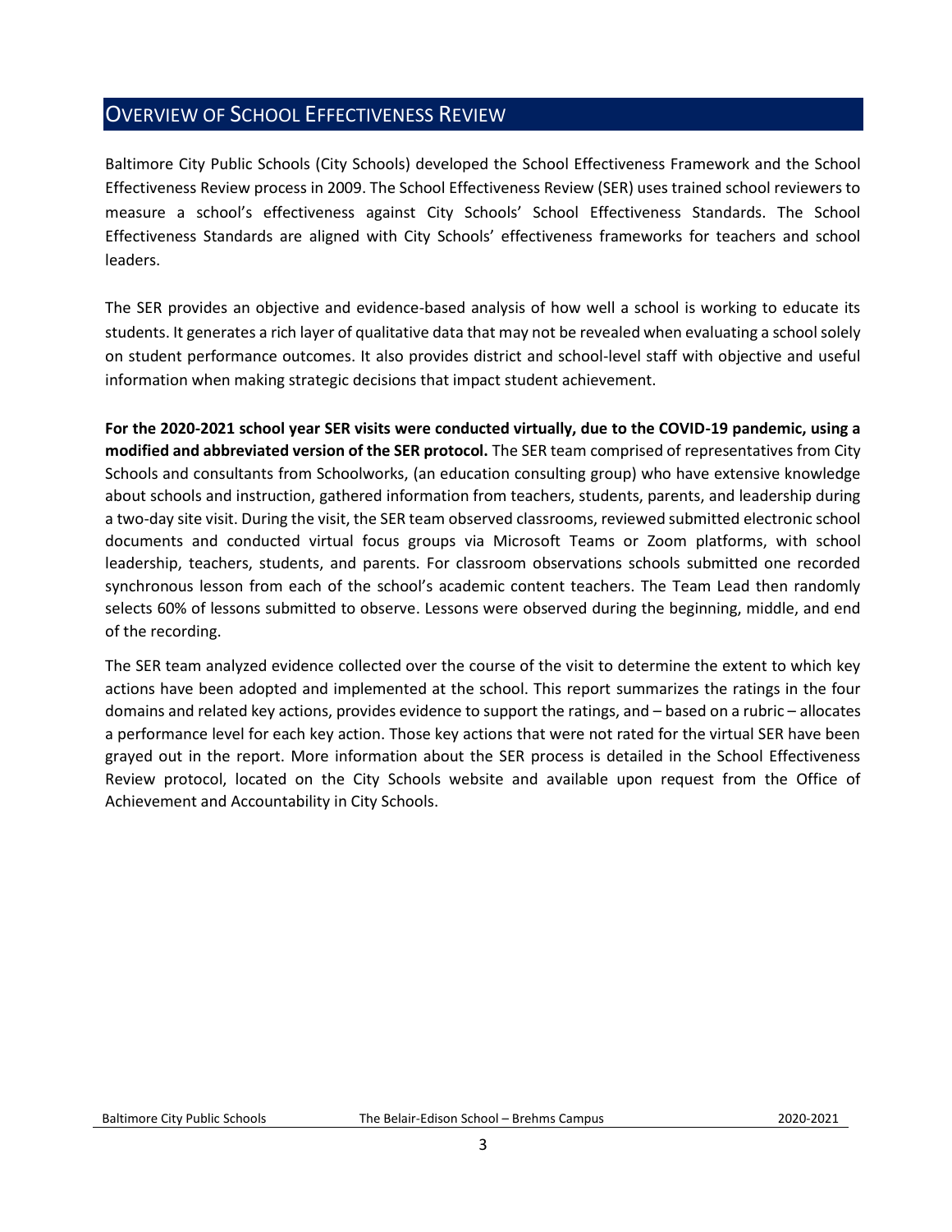## Overview of School Effectiveness Review

Baltimore City Public Schools (City Schools) developed the School Effectiveness Framework and the School Effectiveness Review process in 2009. The School Effectiveness Review (SER) uses trained school reviewers to measure a school's effectiveness against City Schools' School Effectiveness Standards. The School Effectiveness Standards are aligned with City Schools' effectiveness frameworks for teachers and school leaders.

The SER provides an objective and evidence-based analysis of how well a school is working to educate its students. It generates a rich layer of qualitative data that may not be revealed when evaluating a school solely on student performance outcomes. It also provides district and school-level staff with objective and useful information when making strategic decisions that impact student achievement.

**For the 2020-2021 school year SER visits were conducted virtually, due to the COVID-19 pandemic, using a modified and abbreviated version of the SER protocol.** The SER team comprised of representatives from City Schools and consultants from Schoolworks, (an education consulting group) who have extensive knowledge about schools and instruction, gathered information from teachers, students, parents, and leadership during a two-day site visit. During the visit, the SER team observed classrooms, reviewed submitted electronic school documents and conducted virtual focus groups via Microsoft Teams or Zoom platforms, with school leadership, teachers, students, and parents. For classroom observations schools submitted one recorded synchronous lesson from each of the school's academic content teachers. The Team Lead then randomly selects 60% of lessons submitted to observe. Lessons were observed during the beginning, middle, and end of the recording.

The SER team analyzed evidence collected over the course of the visit to determine the extent to which key actions have been adopted and implemented at the school. This report summarizes the ratings in the four domains and related key actions, provides evidence to support the ratings, and – based on a rubric – allocates a performance level for each key action. Those key actions that were not rated for the virtual SER have been grayed out in the report. More information about the SER process is detailed in the School Effectiveness Review protocol, located on the City Schools website and available upon request from the Office of Achievement and Accountability in City Schools.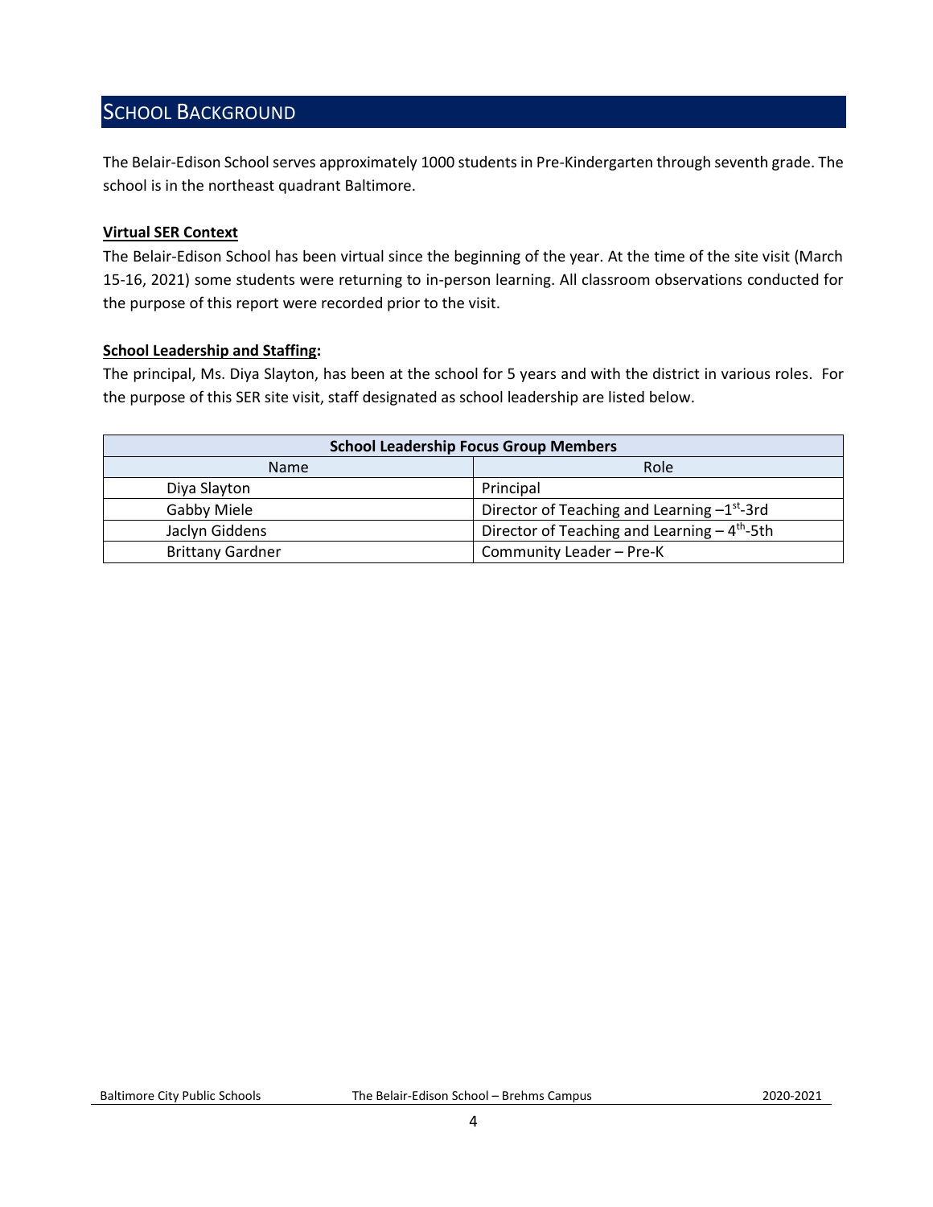## SCHOOL BACKGROUND

The Belair-Edison School serves approximately 1000 students in Pre-Kindergarten through seventh grade. The school is in the northeast quadrant Baltimore.

**Virtual SER Context**

The Belair-Edison School has been virtual since the beginning of the year. At the time of the site visit (March 15-16, 2021) some students were returning to in-person learning. All classroom observations conducted for the purpose of this report were recorded prior to the visit.

**School Leadership and Staffing:**

The principal, Ms. Diya Slayton, has been at the school for 5 years and with the district in various roles. For the purpose of this SER site visit, staff designated as school leadership are listed below.

| School Leadership Focus Group Members | |
|---|---|
| Name | Role |
| Diya Slayton | Principal |
| Gabby Miele | Director of Teaching and Learning –1st-3rd |
| Jaclyn Giddens | Director of Teaching and Learning – 4th-5th |
| Brittany Gardner | Community Leader – Pre-K |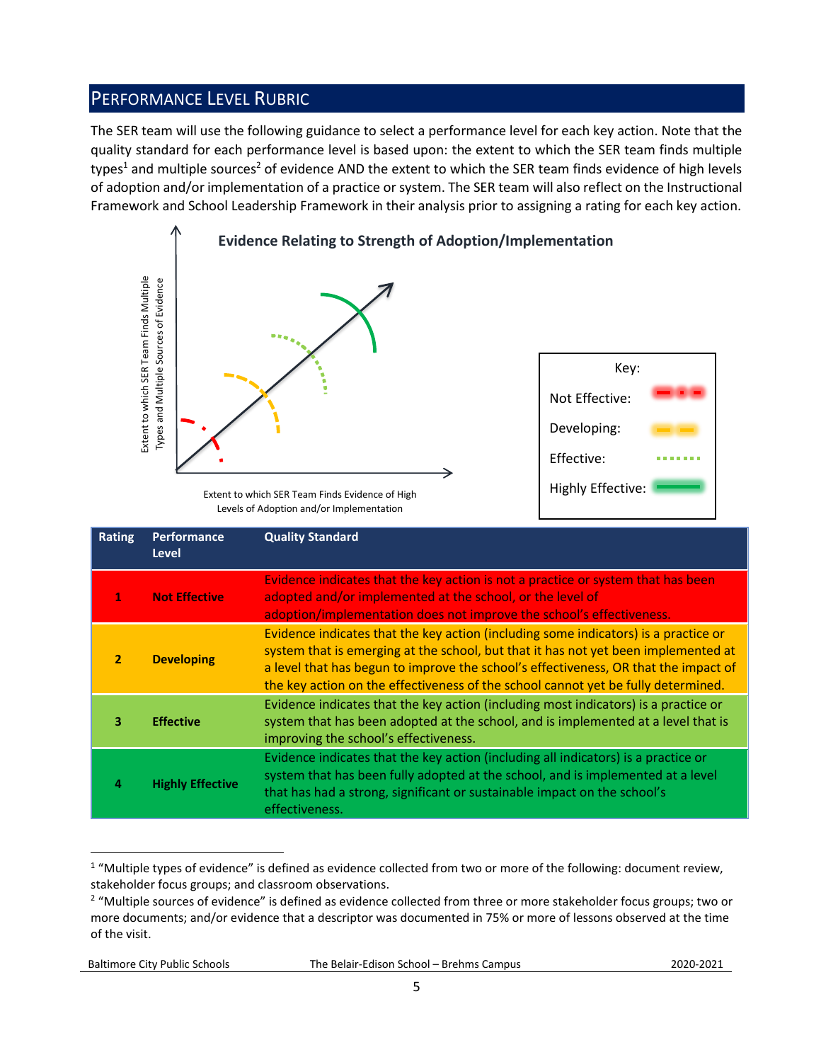## Performance Level Rubric

The SER team will use the following guidance to select a performance level for each key action. Note that the quality standard for each performance level is based upon: the extent to which the SER team finds multiple types[1] and multiple sources[2] of evidence AND the extent to which the SER team finds evidence of high levels of adoption and/or implementation of a practice or system. The SER team will also reflect on the Instructional Framework and School Leadership Framework in their analysis prior to assigning a rating for each key action.

**Evidence Relating to Strength of Adoption/Implementation**

Extent to which SER Team Finds Multiple Types and Multiple Sources of Evidence

Extent to which SER Team Finds Evidence of High Levels of Adoption and/or Implementation

Key:
- Not Effective
- Developing
- Effective
- Highly Effective

| Rating | Performance Level | Quality Standard |
|---|---|---|
| 1 | **Not Effective** | Evidence indicates that the key action is not a practice or system that has been adopted and/or implemented at the school, or the level of adoption/implementation does not improve the school's effectiveness. |
| 2 | **Developing** | Evidence indicates that the key action (including some indicators) is a practice or system that is emerging at the school, but that it has not yet been implemented at a level that has begun to improve the school's effectiveness, OR that the impact of the key action on the effectiveness of the school cannot yet be fully determined. |
| 3 | **Effective** | Evidence indicates that the key action (including most indicators) is a practice or system that has been adopted at the school, and is implemented at a level that is improving the school's effectiveness. |
| 4 | **Highly Effective** | Evidence indicates that the key action (including all indicators) is a practice or system that has been fully adopted at the school, and is implemented at a level that has had a strong, significant or sustainable impact on the school's effectiveness. |

[1] "Multiple types of evidence" is defined as evidence collected from two or more of the following: document review, stakeholder focus groups; and classroom observations.

[2] "Multiple sources of evidence" is defined as evidence collected from three or more stakeholder focus groups; two or more documents; and/or evidence that a descriptor was documented in 75% or more of lessons observed at the time of the visit.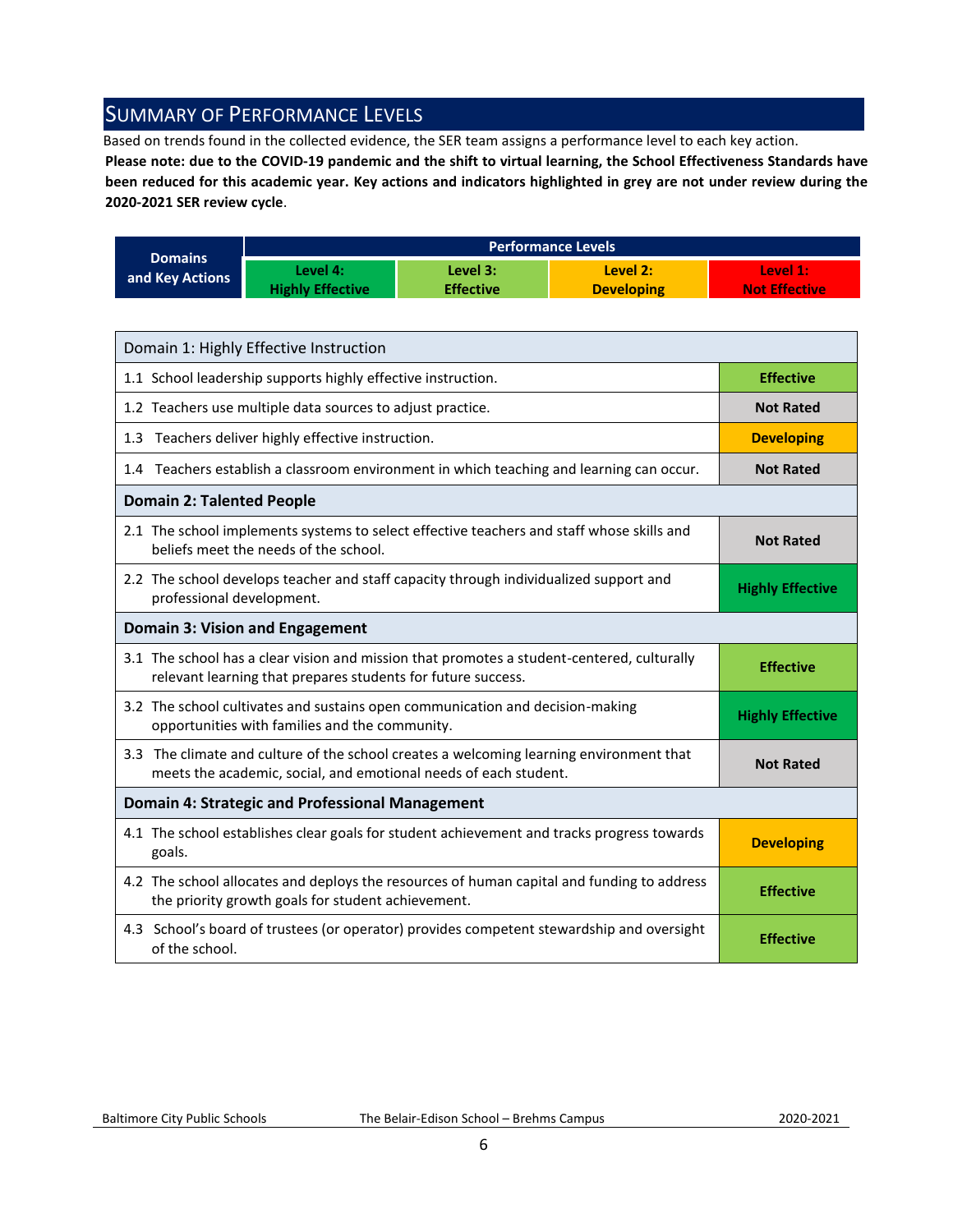## SUMMARY OF PERFORMANCE LEVELS

Based on trends found in the collected evidence, the SER team assigns a performance level to each key action.

**Please note: due to the COVID-19 pandemic and the shift to virtual learning, the School Effectiveness Standards have been reduced for this academic year. Key actions and indicators highlighted in grey are not under review during the 2020-2021 SER review cycle**.

| Domains and Key Actions | Performance Levels | | | |
|---|---|---|---|---|
| | Level 4: Highly Effective | Level 3: Effective | Level 2: Developing | Level 1: Not Effective |

| Domain 1: Highly Effective Instruction | |
|---|---|
| 1.1 School leadership supports highly effective instruction. | **Effective** |
| 1.2 Teachers use multiple data sources to adjust practice. | **Not Rated** |
| 1.3 Teachers deliver highly effective instruction. | **Developing** |
| 1.4 Teachers establish a classroom environment in which teaching and learning can occur. | **Not Rated** |
| **Domain 2: Talented People** | |
| 2.1 The school implements systems to select effective teachers and staff whose skills and beliefs meet the needs of the school. | **Not Rated** |
| 2.2 The school develops teacher and staff capacity through individualized support and professional development. | **Highly Effective** |
| **Domain 3: Vision and Engagement** | |
| 3.1 The school has a clear vision and mission that promotes a student-centered, culturally relevant learning that prepares students for future success. | **Effective** |
| 3.2 The school cultivates and sustains open communication and decision-making opportunities with families and the community. | **Highly Effective** |
| 3.3 The climate and culture of the school creates a welcoming learning environment that meets the academic, social, and emotional needs of each student. | **Not Rated** |
| **Domain 4: Strategic and Professional Management** | |
| 4.1 The school establishes clear goals for student achievement and tracks progress towards goals. | **Developing** |
| 4.2 The school allocates and deploys the resources of human capital and funding to address the priority growth goals for student achievement. | **Effective** |
| 4.3 School's board of trustees (or operator) provides competent stewardship and oversight of the school. | **Effective** |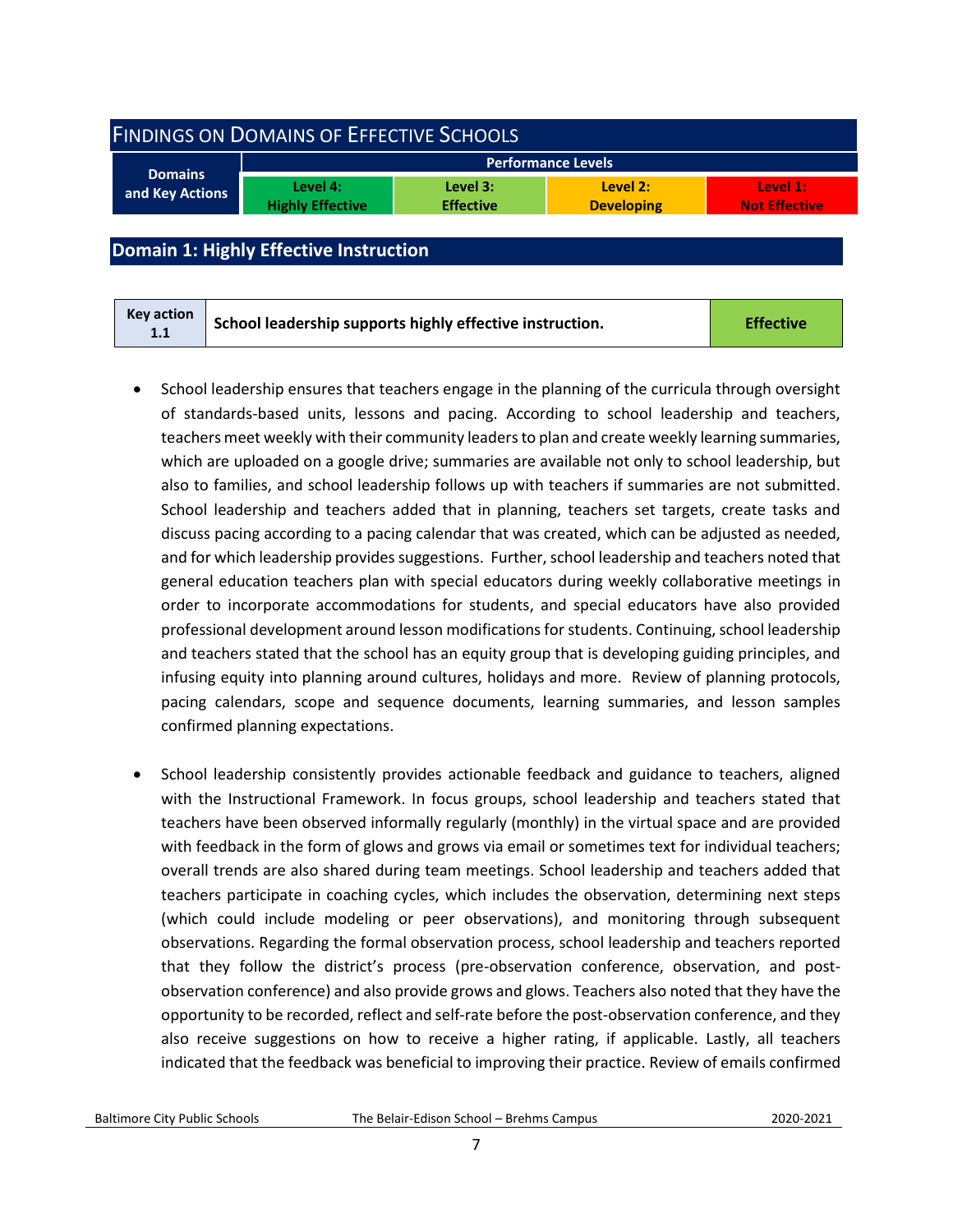## Findings on Domains of Effective Schools

| Domains and Key Actions | Performance Levels | | | |
|---|---|---|---|---|
| | Level 4: Highly Effective | Level 3: Effective | Level 2: Developing | Level 1: Not Effective |

## Domain 1: Highly Effective Instruction

| Key action 1.1 | School leadership supports highly effective instruction. | Effective |
|---|---|---|

- School leadership ensures that teachers engage in the planning of the curricula through oversight of standards-based units, lessons and pacing. According to school leadership and teachers, teachers meet weekly with their community leaders to plan and create weekly learning summaries, which are uploaded on a google drive; summaries are available not only to school leadership, but also to families, and school leadership follows up with teachers if summaries are not submitted. School leadership and teachers added that in planning, teachers set targets, create tasks and discuss pacing according to a pacing calendar that was created, which can be adjusted as needed, and for which leadership provides suggestions. Further, school leadership and teachers noted that general education teachers plan with special educators during weekly collaborative meetings in order to incorporate accommodations for students, and special educators have also provided professional development around lesson modifications for students. Continuing, school leadership and teachers stated that the school has an equity group that is developing guiding principles, and infusing equity into planning around cultures, holidays and more. Review of planning protocols, pacing calendars, scope and sequence documents, learning summaries, and lesson samples confirmed planning expectations.

- School leadership consistently provides actionable feedback and guidance to teachers, aligned with the Instructional Framework. In focus groups, school leadership and teachers stated that teachers have been observed informally regularly (monthly) in the virtual space and are provided with feedback in the form of glows and grows via email or sometimes text for individual teachers; overall trends are also shared during team meetings. School leadership and teachers added that teachers participate in coaching cycles, which includes the observation, determining next steps (which could include modeling or peer observations), and monitoring through subsequent observations. Regarding the formal observation process, school leadership and teachers reported that they follow the district's process (pre-observation conference, observation, and post-observation conference) and also provide grows and glows. Teachers also noted that they have the opportunity to be recorded, reflect and self-rate before the post-observation conference, and they also receive suggestions on how to receive a higher rating, if applicable. Lastly, all teachers indicated that the feedback was beneficial to improving their practice. Review of emails confirmed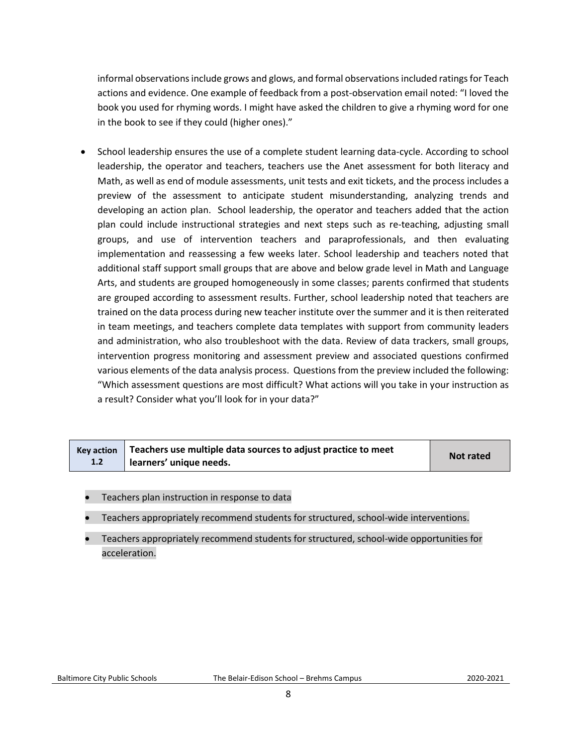informal observations include grows and glows, and formal observations included ratings for Teach actions and evidence. One example of feedback from a post-observation email noted: "I loved the book you used for rhyming words. I might have asked the children to give a rhyming word for one in the book to see if they could (higher ones)."

- School leadership ensures the use of a complete student learning data-cycle. According to school leadership, the operator and teachers, teachers use the Anet assessment for both literacy and Math, as well as end of module assessments, unit tests and exit tickets, and the process includes a preview of the assessment to anticipate student misunderstanding, analyzing trends and developing an action plan. School leadership, the operator and teachers added that the action plan could include instructional strategies and next steps such as re-teaching, adjusting small groups, and use of intervention teachers and paraprofessionals, and then evaluating implementation and reassessing a few weeks later. School leadership and teachers noted that additional staff support small groups that are above and below grade level in Math and Language Arts, and students are grouped homogeneously in some classes; parents confirmed that students are grouped according to assessment results. Further, school leadership noted that teachers are trained on the data process during new teacher institute over the summer and it is then reiterated in team meetings, and teachers complete data templates with support from community leaders and administration, who also troubleshoot with the data. Review of data trackers, small groups, intervention progress monitoring and assessment preview and associated questions confirmed various elements of the data analysis process. Questions from the preview included the following: "Which assessment questions are most difficult? What actions will you take in your instruction as a result? Consider what you'll look for in your data?"

| Key action 1.2 | Teachers use multiple data sources to adjust practice to meet learners' unique needs. | Not rated |
|---|---|---|

- Teachers plan instruction in response to data
- Teachers appropriately recommend students for structured, school-wide interventions.
- Teachers appropriately recommend students for structured, school-wide opportunities for acceleration.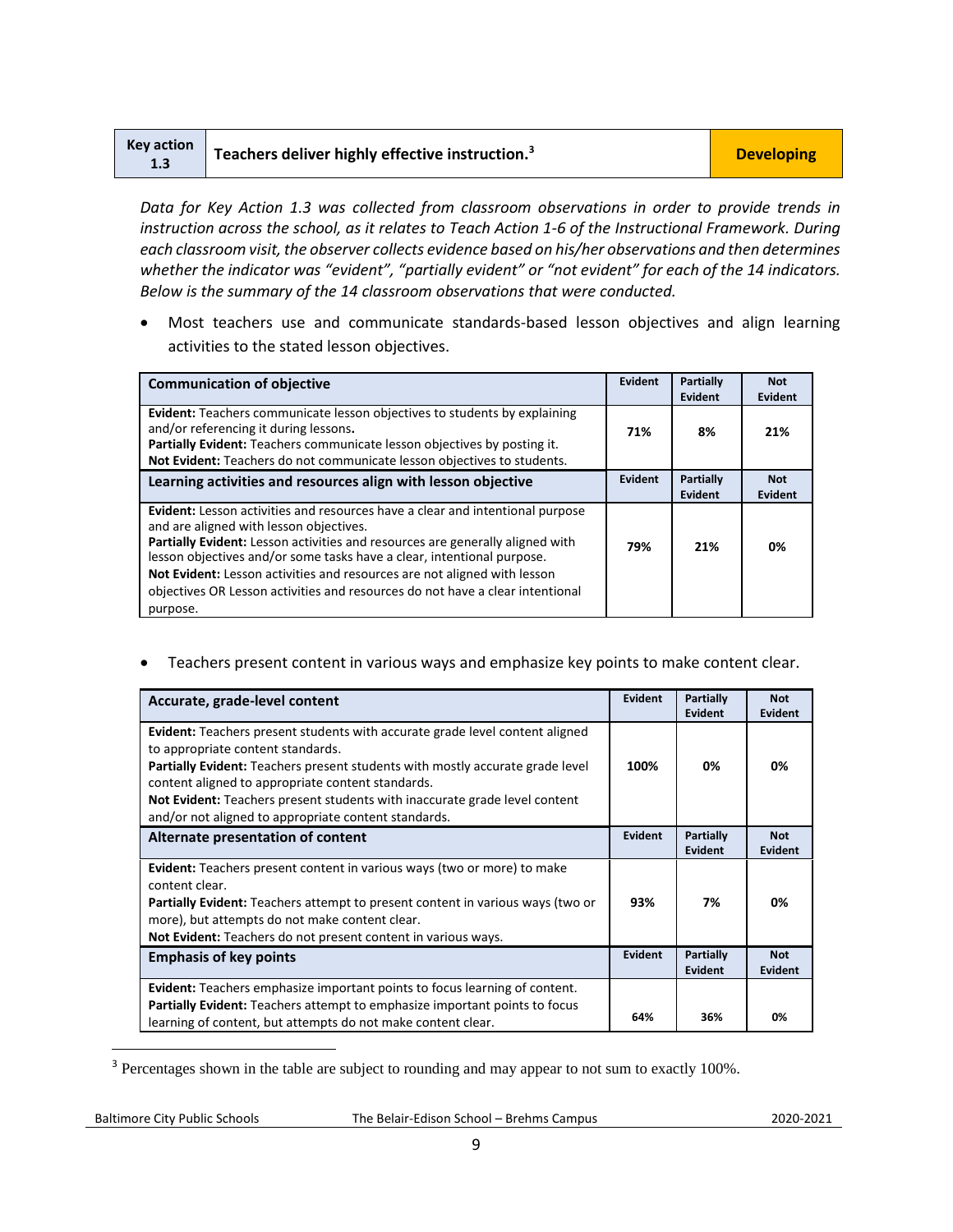| Key action 1.3 | Teachers deliver highly effective instruction.[3] | Developing |
|---|---|---|

*Data for Key Action 1.3 was collected from classroom observations in order to provide trends in instruction across the school, as it relates to Teach Action 1-6 of the Instructional Framework. During each classroom visit, the observer collects evidence based on his/her observations and then determines whether the indicator was "evident", "partially evident" or "not evident" for each of the 14 indicators. Below is the summary of the 14 classroom observations that were conducted.*

- Most teachers use and communicate standards-based lesson objectives and align learning activities to the stated lesson objectives.

| Communication of objective | Evident | Partially Evident | Not Evident |
|---|---|---|---|
| **Evident:** Teachers communicate lesson objectives to students by explaining and/or referencing it during lessons. **Partially Evident:** Teachers communicate lesson objectives by posting it. **Not Evident:** Teachers do not communicate lesson objectives to students. | 71% | 8% | 21% |
| **Learning activities and resources align with lesson objective** | **Evident** | **Partially Evident** | **Not Evident** |
| **Evident:** Lesson activities and resources have a clear and intentional purpose and are aligned with lesson objectives. **Partially Evident:** Lesson activities and resources are generally aligned with lesson objectives and/or some tasks have a clear, intentional purpose. **Not Evident:** Lesson activities and resources are not aligned with lesson objectives OR Lesson activities and resources do not have a clear intentional purpose. | 79% | 21% | 0% |

- Teachers present content in various ways and emphasize key points to make content clear.

| Accurate, grade-level content | Evident | Partially Evident | Not Evident |
|---|---|---|---|
| **Evident:** Teachers present students with accurate grade level content aligned to appropriate content standards. **Partially Evident:** Teachers present students with mostly accurate grade level content aligned to appropriate content standards. **Not Evident:** Teachers present students with inaccurate grade level content and/or not aligned to appropriate content standards. | 100% | 0% | 0% |
| **Alternate presentation of content** | **Evident** | **Partially Evident** | **Not Evident** |
| **Evident:** Teachers present content in various ways (two or more) to make content clear. **Partially Evident:** Teachers attempt to present content in various ways (two or more), but attempts do not make content clear. **Not Evident:** Teachers do not present content in various ways. | 93% | 7% | 0% |
| **Emphasis of key points** | **Evident** | **Partially Evident** | **Not Evident** |
| **Evident:** Teachers emphasize important points to focus learning of content. **Partially Evident:** Teachers attempt to emphasize important points to focus learning of content, but attempts do not make content clear. | 64% | 36% | 0% |

[3] Percentages shown in the table are subject to rounding and may appear to not sum to exactly 100%.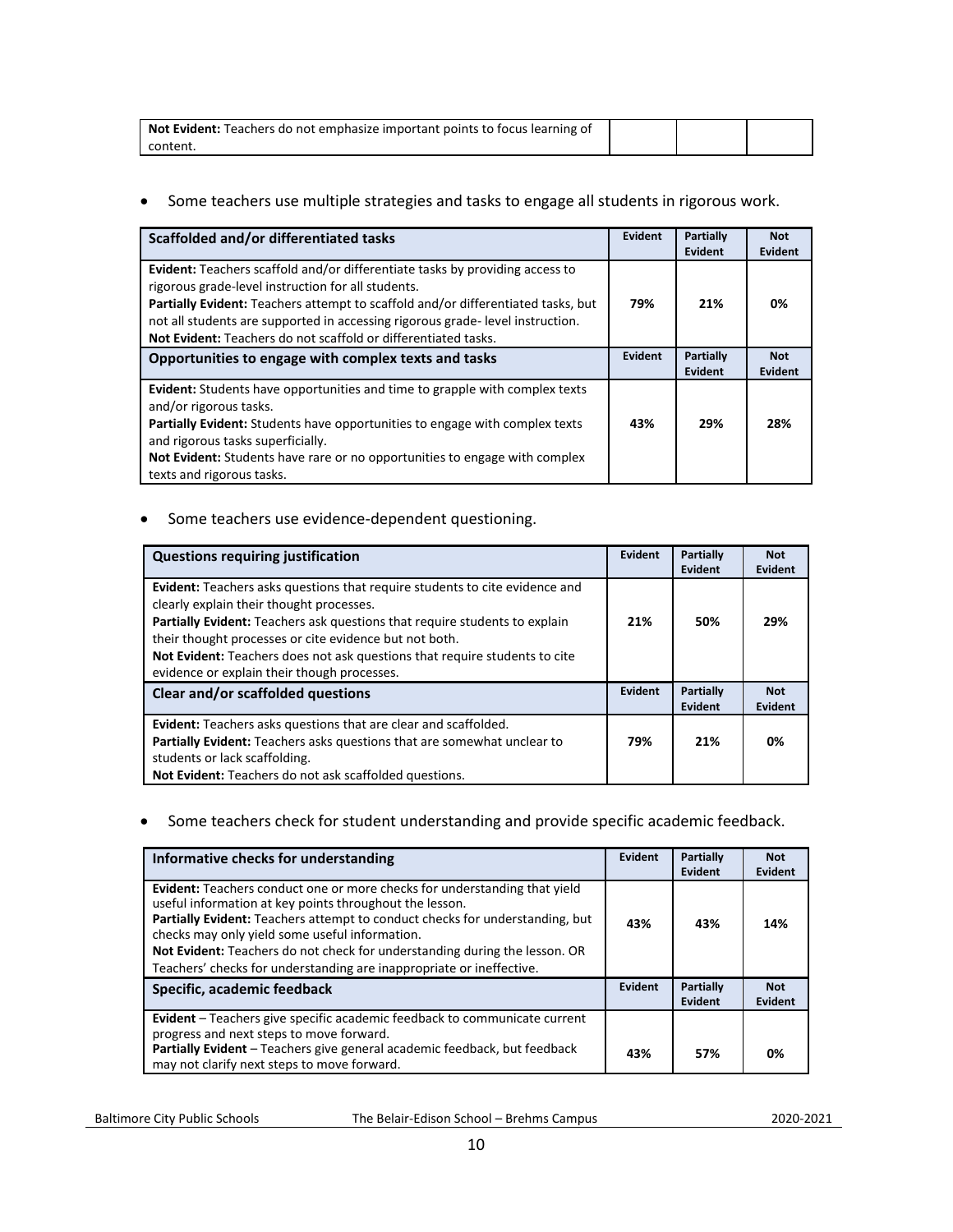| Not Evident: Teachers do not emphasize important points to focus learning of content. | | | |
|---|---|---|---|

- Some teachers use multiple strategies and tasks to engage all students in rigorous work.

| Scaffolded and/or differentiated tasks | Evident | Partially Evident | Not Evident |
|---|---|---|---|
| **Evident:** Teachers scaffold and/or differentiate tasks by providing access to rigorous grade-level instruction for all students. **Partially Evident:** Teachers attempt to scaffold and/or differentiated tasks, but not all students are supported in accessing rigorous grade- level instruction. **Not Evident:** Teachers do not scaffold or differentiated tasks. | **79%** | **21%** | **0%** |
| **Opportunities to engage with complex texts and tasks** | **Evident** | **Partially Evident** | **Not Evident** |
| **Evident:** Students have opportunities and time to grapple with complex texts and/or rigorous tasks. **Partially Evident:** Students have opportunities to engage with complex texts and rigorous tasks superficially. **Not Evident:** Students have rare or no opportunities to engage with complex texts and rigorous tasks. | **43%** | **29%** | **28%** |

- Some teachers use evidence-dependent questioning.

| Questions requiring justification | Evident | Partially Evident | Not Evident |
|---|---|---|---|
| **Evident:** Teachers asks questions that require students to cite evidence and clearly explain their thought processes. **Partially Evident:** Teachers ask questions that require students to explain their thought processes or cite evidence but not both. **Not Evident:** Teachers does not ask questions that require students to cite evidence or explain their though processes. | **21%** | **50%** | **29%** |
| **Clear and/or scaffolded questions** | **Evident** | **Partially Evident** | **Not Evident** |
| **Evident:** Teachers asks questions that are clear and scaffolded. **Partially Evident:** Teachers asks questions that are somewhat unclear to students or lack scaffolding. **Not Evident:** Teachers do not ask scaffolded questions. | **79%** | **21%** | **0%** |

- Some teachers check for student understanding and provide specific academic feedback.

| Informative checks for understanding | Evident | Partially Evident | Not Evident |
|---|---|---|---|
| **Evident:** Teachers conduct one or more checks for understanding that yield useful information at key points throughout the lesson. **Partially Evident:** Teachers attempt to conduct checks for understanding, but checks may only yield some useful information. **Not Evident:** Teachers do not check for understanding during the lesson. OR Teachers' checks for understanding are inappropriate or ineffective. | **43%** | **43%** | **14%** |
| **Specific, academic feedback** | **Evident** | **Partially Evident** | **Not Evident** |
| **Evident** – Teachers give specific academic feedback to communicate current progress and next steps to move forward. **Partially Evident** – Teachers give general academic feedback, but feedback may not clarify next steps to move forward. | **43%** | **57%** | **0%** |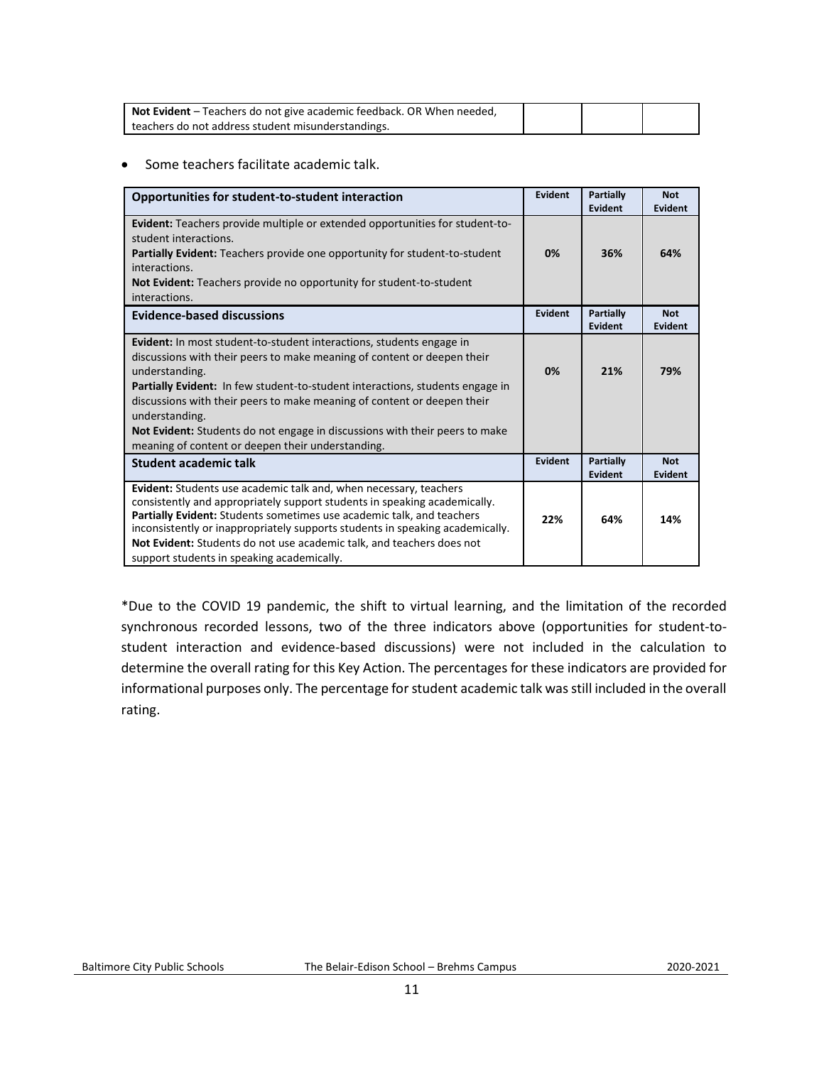| | | | |
|---|---|---|---|
| **Not Evident** – Teachers do not give academic feedback. OR When needed, teachers do not address student misunderstandings. | | | |

- Some teachers facilitate academic talk.

| **Opportunities for student-to-student interaction** | **Evident** | **Partially Evident** | **Not Evident** |
|---|---|---|---|
| **Evident:** Teachers provide multiple or extended opportunities for student-to-student interactions.<br>**Partially Evident:** Teachers provide one opportunity for student-to-student interactions.<br>**Not Evident:** Teachers provide no opportunity for student-to-student interactions. | **0%** | **36%** | **64%** |
| **Evidence-based discussions** | **Evident** | **Partially Evident** | **Not Evident** |
| **Evident:** In most student-to-student interactions, students engage in discussions with their peers to make meaning of content or deepen their understanding.<br>**Partially Evident:** In few student-to-student interactions, students engage in discussions with their peers to make meaning of content or deepen their understanding.<br>**Not Evident:** Students do not engage in discussions with their peers to make meaning of content or deepen their understanding. | **0%** | **21%** | **79%** |
| **Student academic talk** | **Evident** | **Partially Evident** | **Not Evident** |
| **Evident:** Students use academic talk and, when necessary, teachers consistently and appropriately support students in speaking academically.<br>**Partially Evident:** Students sometimes use academic talk, and teachers inconsistently or inappropriately supports students in speaking academically.<br>**Not Evident:** Students do not use academic talk, and teachers does not support students in speaking academically. | **22%** | **64%** | **14%** |

*Due to the COVID 19 pandemic, the shift to virtual learning, and the limitation of the recorded synchronous recorded lessons, two of the three indicators above (opportunities for student-to-student interaction and evidence-based discussions) were not included in the calculation to determine the overall rating for this Key Action. The percentages for these indicators are provided for informational purposes only. The percentage for student academic talk was still included in the overall rating.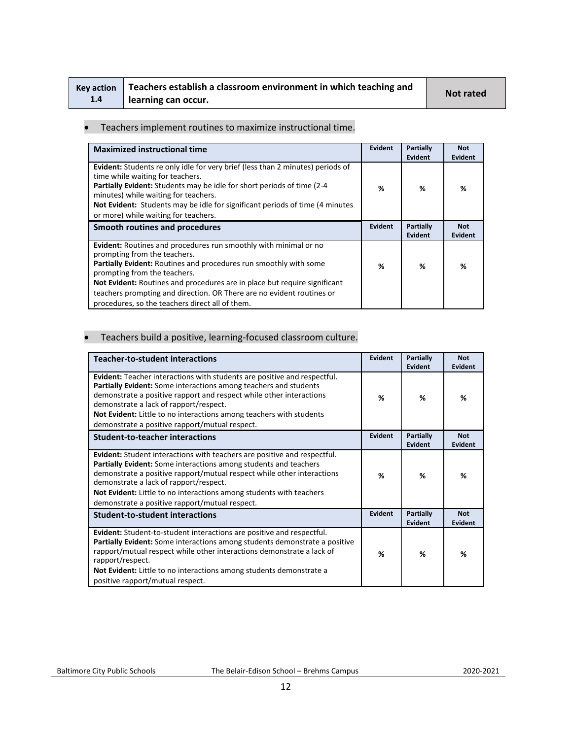| Key action 1.4 | Teachers establish a classroom environment in which teaching and learning can occur. | Not rated |
| --- | --- | --- |

- Teachers implement routines to maximize instructional time.

| Maximized instructional time | Evident | Partially Evident | Not Evident |
| --- | --- | --- | --- |
| **Evident:** Students re only idle for very brief (less than 2 minutes) periods of time while waiting for teachers. **Partially Evident:** Students may be idle for short periods of time (2-4 minutes) while waiting for teachers. **Not Evident:** Students may be idle for significant periods of time (4 minutes or more) while waiting for teachers. | % | % | % |
| **Smooth routines and procedures** | **Evident** | **Partially Evident** | **Not Evident** |
| **Evident:** Routines and procedures run smoothly with minimal or no prompting from the teachers. **Partially Evident:** Routines and procedures run smoothly with some prompting from the teachers. **Not Evident:** Routines and procedures are in place but require significant teachers prompting and direction. OR There are no evident routines or procedures, so the teachers direct all of them. | % | % | % |

- Teachers build a positive, learning-focused classroom culture.

| Teacher-to-student interactions | Evident | Partially Evident | Not Evident |
| --- | --- | --- | --- |
| **Evident:** Teacher interactions with students are positive and respectful. **Partially Evident:** Some interactions among teachers and students demonstrate a positive rapport and respect while other interactions demonstrate a lack of rapport/respect. **Not Evident:** Little to no interactions among teachers with students demonstrate a positive rapport/mutual respect. | % | % | % |
| **Student-to-teacher interactions** | **Evident** | **Partially Evident** | **Not Evident** |
| **Evident:** Student interactions with teachers are positive and respectful. **Partially Evident:** Some interactions among students and teachers demonstrate a positive rapport/mutual respect while other interactions demonstrate a lack of rapport/respect. **Not Evident:** Little to no interactions among students with teachers demonstrate a positive rapport/mutual respect. | % | % | % |
| **Student-to-student interactions** | **Evident** | **Partially Evident** | **Not Evident** |
| **Evident:** Student-to-student interactions are positive and respectful. **Partially Evident:** Some interactions among students demonstrate a positive rapport/mutual respect while other interactions demonstrate a lack of rapport/respect. **Not Evident:** Little to no interactions among students demonstrate a positive rapport/mutual respect. | % | % | % |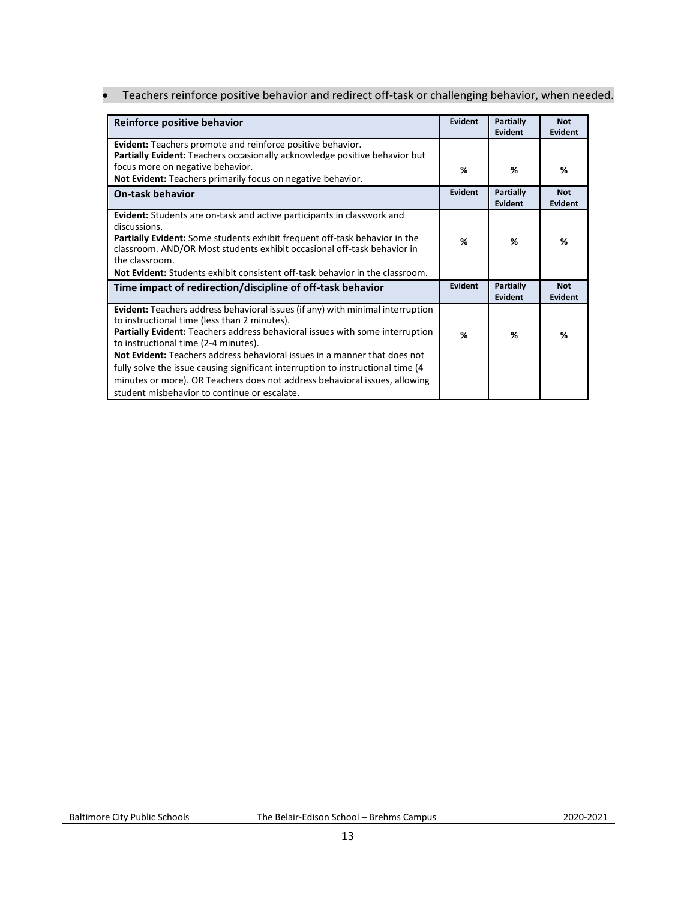- Teachers reinforce positive behavior and redirect off-task or challenging behavior, when needed.

| **Reinforce positive behavior** | **Evident** | **Partially Evident** | **Not Evident** |
|---|---|---|---|
| **Evident:** Teachers promote and reinforce positive behavior.<br>**Partially Evident:** Teachers occasionally acknowledge positive behavior but focus more on negative behavior.<br>**Not Evident:** Teachers primarily focus on negative behavior. | % | % | % |
| **On-task behavior** | **Evident** | **Partially Evident** | **Not Evident** |
| **Evident:** Students are on-task and active participants in classwork and discussions.<br>**Partially Evident:** Some students exhibit frequent off-task behavior in the classroom. AND/OR Most students exhibit occasional off-task behavior in the classroom.<br>**Not Evident:** Students exhibit consistent off-task behavior in the classroom. | % | % | % |
| **Time impact of redirection/discipline of off-task behavior** | **Evident** | **Partially Evident** | **Not Evident** |
| **Evident:** Teachers address behavioral issues (if any) with minimal interruption to instructional time (less than 2 minutes).<br>**Partially Evident:** Teachers address behavioral issues with some interruption to instructional time (2-4 minutes).<br>**Not Evident:** Teachers address behavioral issues in a manner that does not fully solve the issue causing significant interruption to instructional time (4 minutes or more). OR Teachers does not address behavioral issues, allowing student misbehavior to continue or escalate. | % | % | % |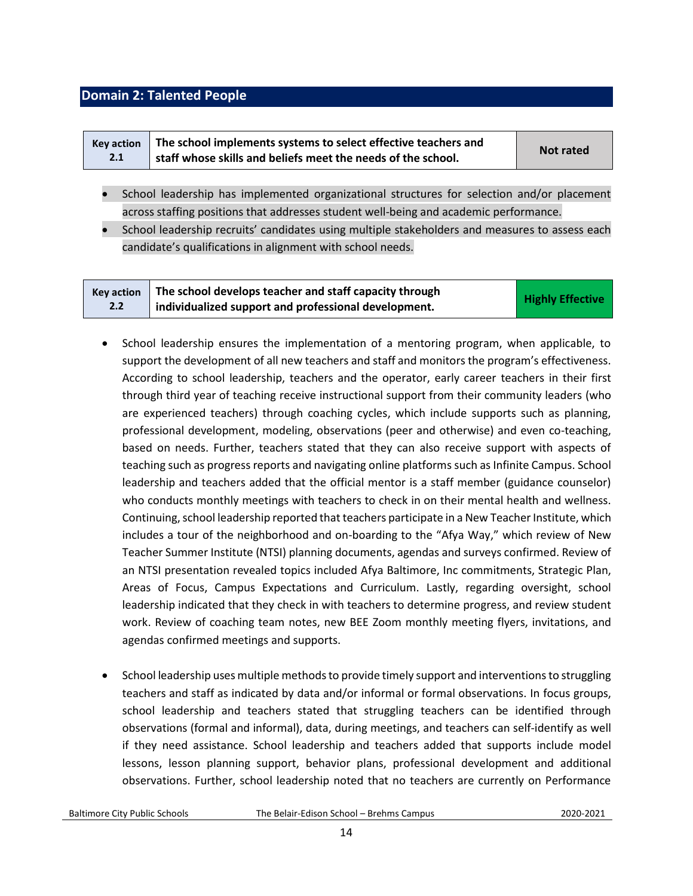## Domain 2: Talented People

| Key action 2.1 | The school implements systems to select effective teachers and staff whose skills and beliefs meet the needs of the school. | Not rated |
|---|---|---|

- School leadership has implemented organizational structures for selection and/or placement across staffing positions that addresses student well-being and academic performance.
- School leadership recruits' candidates using multiple stakeholders and measures to assess each candidate's qualifications in alignment with school needs.

| Key action 2.2 | The school develops teacher and staff capacity through individualized support and professional development. | Highly Effective |
|---|---|---|

- School leadership ensures the implementation of a mentoring program, when applicable, to support the development of all new teachers and staff and monitors the program's effectiveness. According to school leadership, teachers and the operator, early career teachers in their first through third year of teaching receive instructional support from their community leaders (who are experienced teachers) through coaching cycles, which include supports such as planning, professional development, modeling, observations (peer and otherwise) and even co-teaching, based on needs. Further, teachers stated that they can also receive support with aspects of teaching such as progress reports and navigating online platforms such as Infinite Campus. School leadership and teachers added that the official mentor is a staff member (guidance counselor) who conducts monthly meetings with teachers to check in on their mental health and wellness. Continuing, school leadership reported that teachers participate in a New Teacher Institute, which includes a tour of the neighborhood and on-boarding to the "Afya Way," which review of New Teacher Summer Institute (NTSI) planning documents, agendas and surveys confirmed. Review of an NTSI presentation revealed topics included Afya Baltimore, Inc commitments, Strategic Plan, Areas of Focus, Campus Expectations and Curriculum. Lastly, regarding oversight, school leadership indicated that they check in with teachers to determine progress, and review student work. Review of coaching team notes, new BEE Zoom monthly meeting flyers, invitations, and agendas confirmed meetings and supports.

- School leadership uses multiple methods to provide timely support and interventions to struggling teachers and staff as indicated by data and/or informal or formal observations. In focus groups, school leadership and teachers stated that struggling teachers can be identified through observations (formal and informal), data, during meetings, and teachers can self-identify as well if they need assistance. School leadership and teachers added that supports include model lessons, lesson planning support, behavior plans, professional development and additional observations. Further, school leadership noted that no teachers are currently on Performance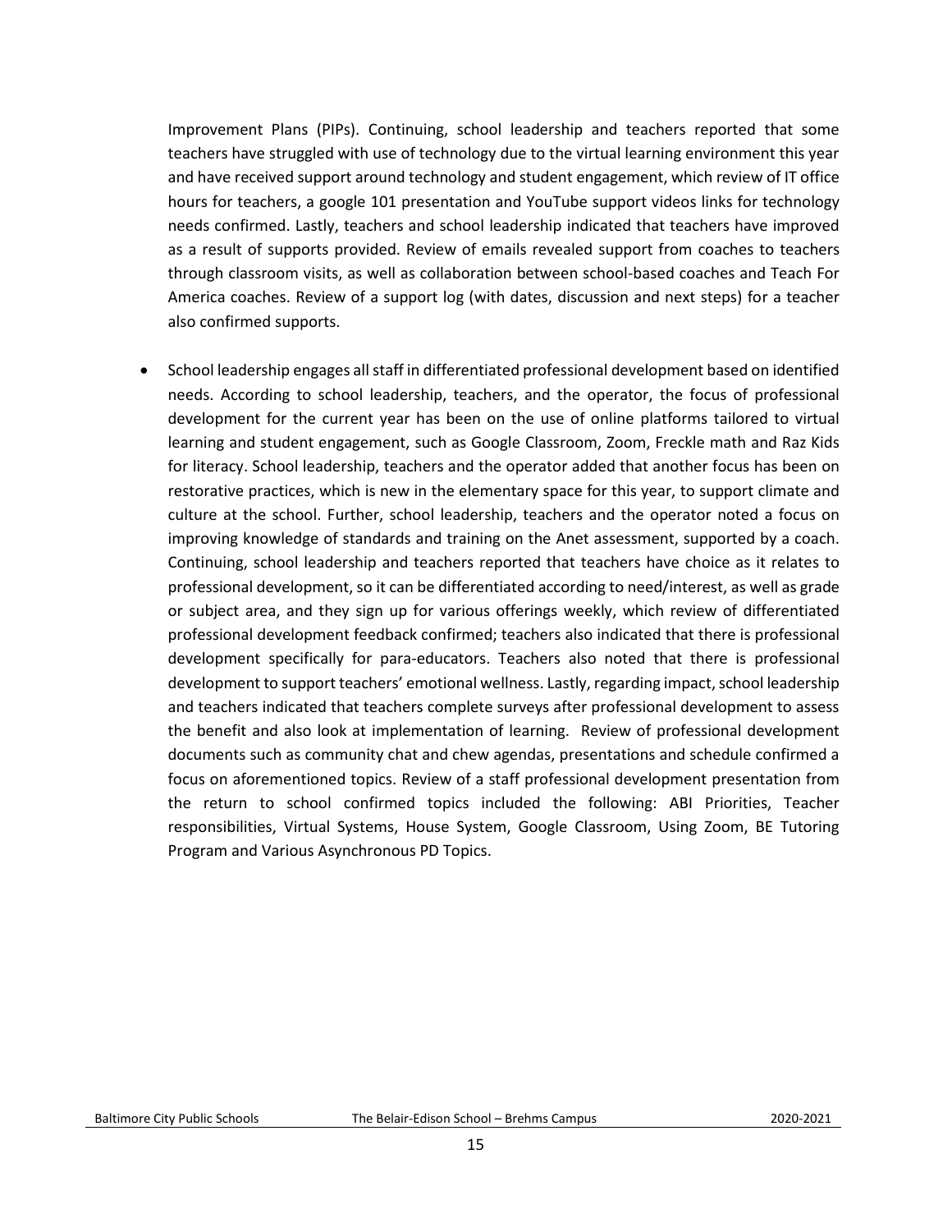Improvement Plans (PIPs). Continuing, school leadership and teachers reported that some teachers have struggled with use of technology due to the virtual learning environment this year and have received support around technology and student engagement, which review of IT office hours for teachers, a google 101 presentation and YouTube support videos links for technology needs confirmed. Lastly, teachers and school leadership indicated that teachers have improved as a result of supports provided. Review of emails revealed support from coaches to teachers through classroom visits, as well as collaboration between school-based coaches and Teach For America coaches. Review of a support log (with dates, discussion and next steps) for a teacher also confirmed supports.

- School leadership engages all staff in differentiated professional development based on identified needs. According to school leadership, teachers, and the operator, the focus of professional development for the current year has been on the use of online platforms tailored to virtual learning and student engagement, such as Google Classroom, Zoom, Freckle math and Raz Kids for literacy. School leadership, teachers and the operator added that another focus has been on restorative practices, which is new in the elementary space for this year, to support climate and culture at the school. Further, school leadership, teachers and the operator noted a focus on improving knowledge of standards and training on the Anet assessment, supported by a coach. Continuing, school leadership and teachers reported that teachers have choice as it relates to professional development, so it can be differentiated according to need/interest, as well as grade or subject area, and they sign up for various offerings weekly, which review of differentiated professional development feedback confirmed; teachers also indicated that there is professional development specifically for para-educators. Teachers also noted that there is professional development to support teachers' emotional wellness. Lastly, regarding impact, school leadership and teachers indicated that teachers complete surveys after professional development to assess the benefit and also look at implementation of learning. Review of professional development documents such as community chat and chew agendas, presentations and schedule confirmed a focus on aforementioned topics. Review of a staff professional development presentation from the return to school confirmed topics included the following: ABI Priorities, Teacher responsibilities, Virtual Systems, House System, Google Classroom, Using Zoom, BE Tutoring Program and Various Asynchronous PD Topics.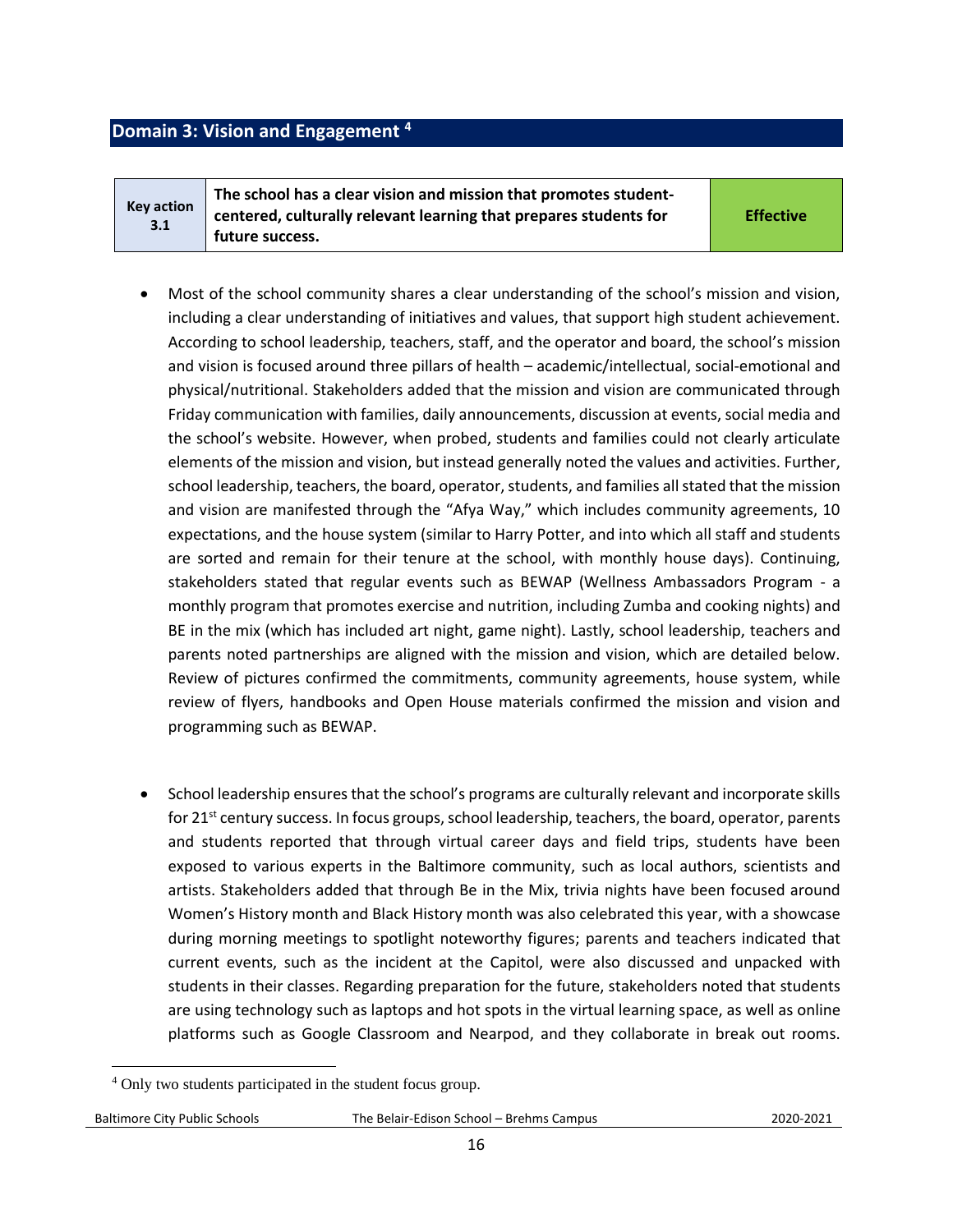## Domain 3: Vision and Engagement [4]

| Key action 3.1 | The school has a clear vision and mission that promotes student-centered, culturally relevant learning that prepares students for future success. | Effective |
|---|---|---|

- Most of the school community shares a clear understanding of the school's mission and vision, including a clear understanding of initiatives and values, that support high student achievement. According to school leadership, teachers, staff, and the operator and board, the school's mission and vision is focused around three pillars of health – academic/intellectual, social-emotional and physical/nutritional. Stakeholders added that the mission and vision are communicated through Friday communication with families, daily announcements, discussion at events, social media and the school's website. However, when probed, students and families could not clearly articulate elements of the mission and vision, but instead generally noted the values and activities. Further, school leadership, teachers, the board, operator, students, and families all stated that the mission and vision are manifested through the "Afya Way," which includes community agreements, 10 expectations, and the house system (similar to Harry Potter, and into which all staff and students are sorted and remain for their tenure at the school, with monthly house days). Continuing, stakeholders stated that regular events such as BEWAP (Wellness Ambassadors Program - a monthly program that promotes exercise and nutrition, including Zumba and cooking nights) and BE in the mix (which has included art night, game night). Lastly, school leadership, teachers and parents noted partnerships are aligned with the mission and vision, which are detailed below. Review of pictures confirmed the commitments, community agreements, house system, while review of flyers, handbooks and Open House materials confirmed the mission and vision and programming such as BEWAP.

- School leadership ensures that the school's programs are culturally relevant and incorporate skills for 21st century success. In focus groups, school leadership, teachers, the board, operator, parents and students reported that through virtual career days and field trips, students have been exposed to various experts in the Baltimore community, such as local authors, scientists and artists. Stakeholders added that through Be in the Mix, trivia nights have been focused around Women's History month and Black History month was also celebrated this year, with a showcase during morning meetings to spotlight noteworthy figures; parents and teachers indicated that current events, such as the incident at the Capitol, were also discussed and unpacked with students in their classes. Regarding preparation for the future, stakeholders noted that students are using technology such as laptops and hot spots in the virtual learning space, as well as online platforms such as Google Classroom and Nearpod, and they collaborate in break out rooms.

[4] Only two students participated in the student focus group.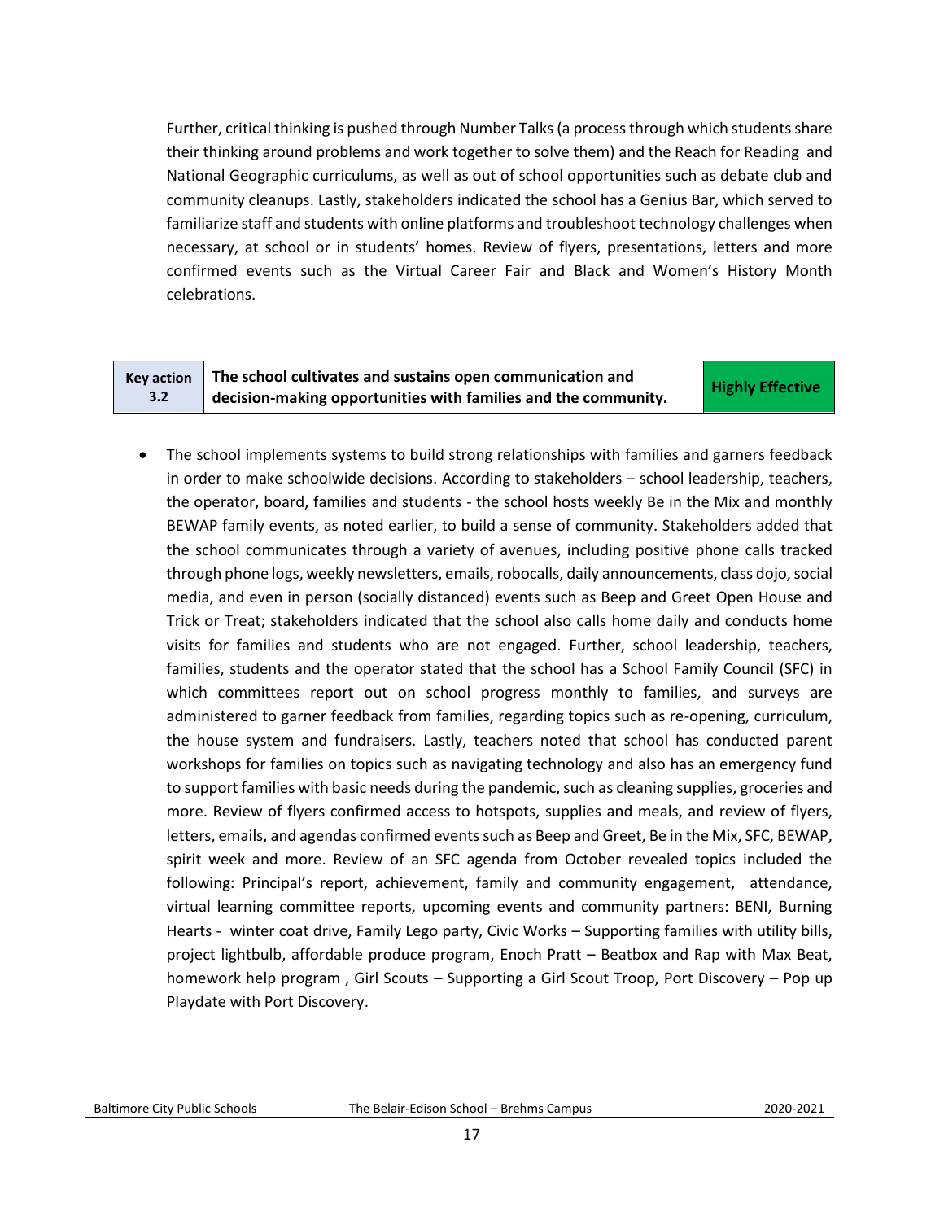Further, critical thinking is pushed through Number Talks (a process through which students share their thinking around problems and work together to solve them) and the Reach for Reading and National Geographic curriculums, as well as out of school opportunities such as debate club and community cleanups. Lastly, stakeholders indicated the school has a Genius Bar, which served to familiarize staff and students with online platforms and troubleshoot technology challenges when necessary, at school or in students' homes. Review of flyers, presentations, letters and more confirmed events such as the Virtual Career Fair and Black and Women's History Month celebrations.

| Key action 3.2 | The school cultivates and sustains open communication and decision-making opportunities with families and the community. | Highly Effective |
|---|---|---|

- The school implements systems to build strong relationships with families and garners feedback in order to make schoolwide decisions. According to stakeholders – school leadership, teachers, the operator, board, families and students - the school hosts weekly Be in the Mix and monthly BEWAP family events, as noted earlier, to build a sense of community. Stakeholders added that the school communicates through a variety of avenues, including positive phone calls tracked through phone logs, weekly newsletters, emails, robocalls, daily announcements, class dojo, social media, and even in person (socially distanced) events such as Beep and Greet Open House and Trick or Treat; stakeholders indicated that the school also calls home daily and conducts home visits for families and students who are not engaged. Further, school leadership, teachers, families, students and the operator stated that the school has a School Family Council (SFC) in which committees report out on school progress monthly to families, and surveys are administered to garner feedback from families, regarding topics such as re-opening, curriculum, the house system and fundraisers. Lastly, teachers noted that school has conducted parent workshops for families on topics such as navigating technology and also has an emergency fund to support families with basic needs during the pandemic, such as cleaning supplies, groceries and more. Review of flyers confirmed access to hotspots, supplies and meals, and review of flyers, letters, emails, and agendas confirmed events such as Beep and Greet, Be in the Mix, SFC, BEWAP, spirit week and more. Review of an SFC agenda from October revealed topics included the following: Principal's report, achievement, family and community engagement, attendance, virtual learning committee reports, upcoming events and community partners: BENI, Burning Hearts - winter coat drive, Family Lego party, Civic Works – Supporting families with utility bills, project lightbulb, affordable produce program, Enoch Pratt – Beatbox and Rap with Max Beat, homework help program , Girl Scouts – Supporting a Girl Scout Troop, Port Discovery – Pop up Playdate with Port Discovery.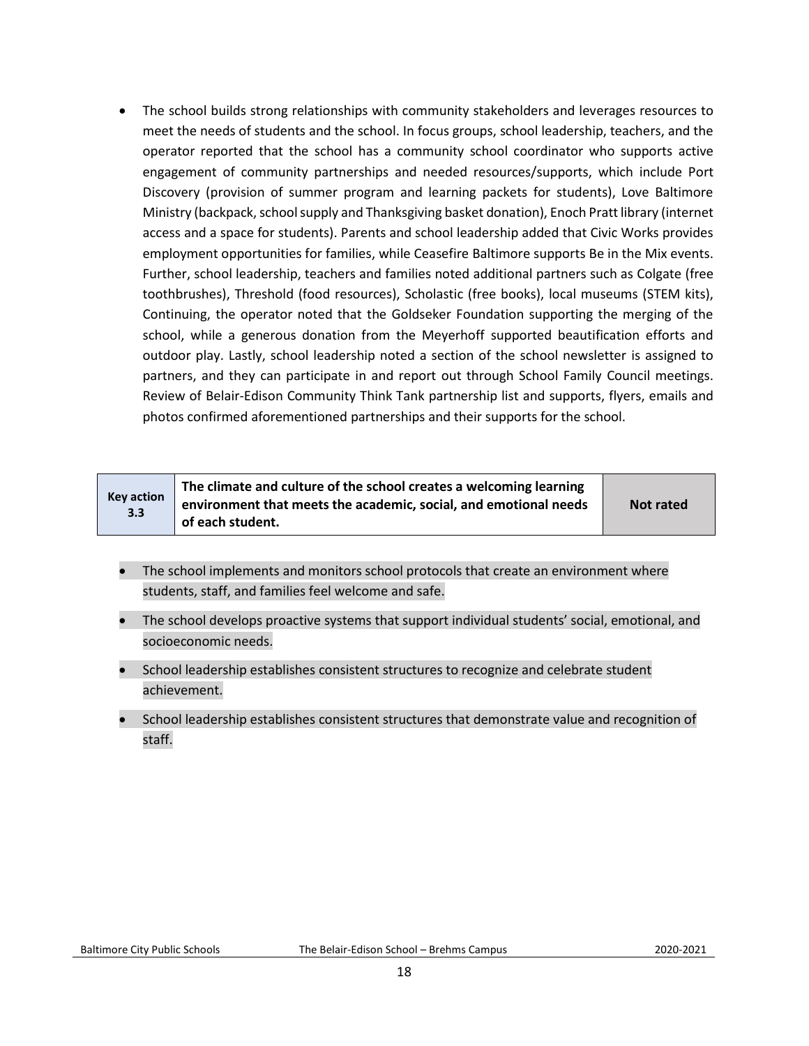- The school builds strong relationships with community stakeholders and leverages resources to meet the needs of students and the school. In focus groups, school leadership, teachers, and the operator reported that the school has a community school coordinator who supports active engagement of community partnerships and needed resources/supports, which include Port Discovery (provision of summer program and learning packets for students), Love Baltimore Ministry (backpack, school supply and Thanksgiving basket donation), Enoch Pratt library (internet access and a space for students). Parents and school leadership added that Civic Works provides employment opportunities for families, while Ceasefire Baltimore supports Be in the Mix events. Further, school leadership, teachers and families noted additional partners such as Colgate (free toothbrushes), Threshold (food resources), Scholastic (free books), local museums (STEM kits), Continuing, the operator noted that the Goldseker Foundation supporting the merging of the school, while a generous donation from the Meyerhoff supported beautification efforts and outdoor play. Lastly, school leadership noted a section of the school newsletter is assigned to partners, and they can participate in and report out through School Family Council meetings. Review of Belair-Edison Community Think Tank partnership list and supports, flyers, emails and photos confirmed aforementioned partnerships and their supports for the school.

| Key action 3.3 | The climate and culture of the school creates a welcoming learning environment that meets the academic, social, and emotional needs of each student. | Not rated |
|---|---|---|

- The school implements and monitors school protocols that create an environment where students, staff, and families feel welcome and safe.
- The school develops proactive systems that support individual students' social, emotional, and socioeconomic needs.
- School leadership establishes consistent structures to recognize and celebrate student achievement.
- School leadership establishes consistent structures that demonstrate value and recognition of staff.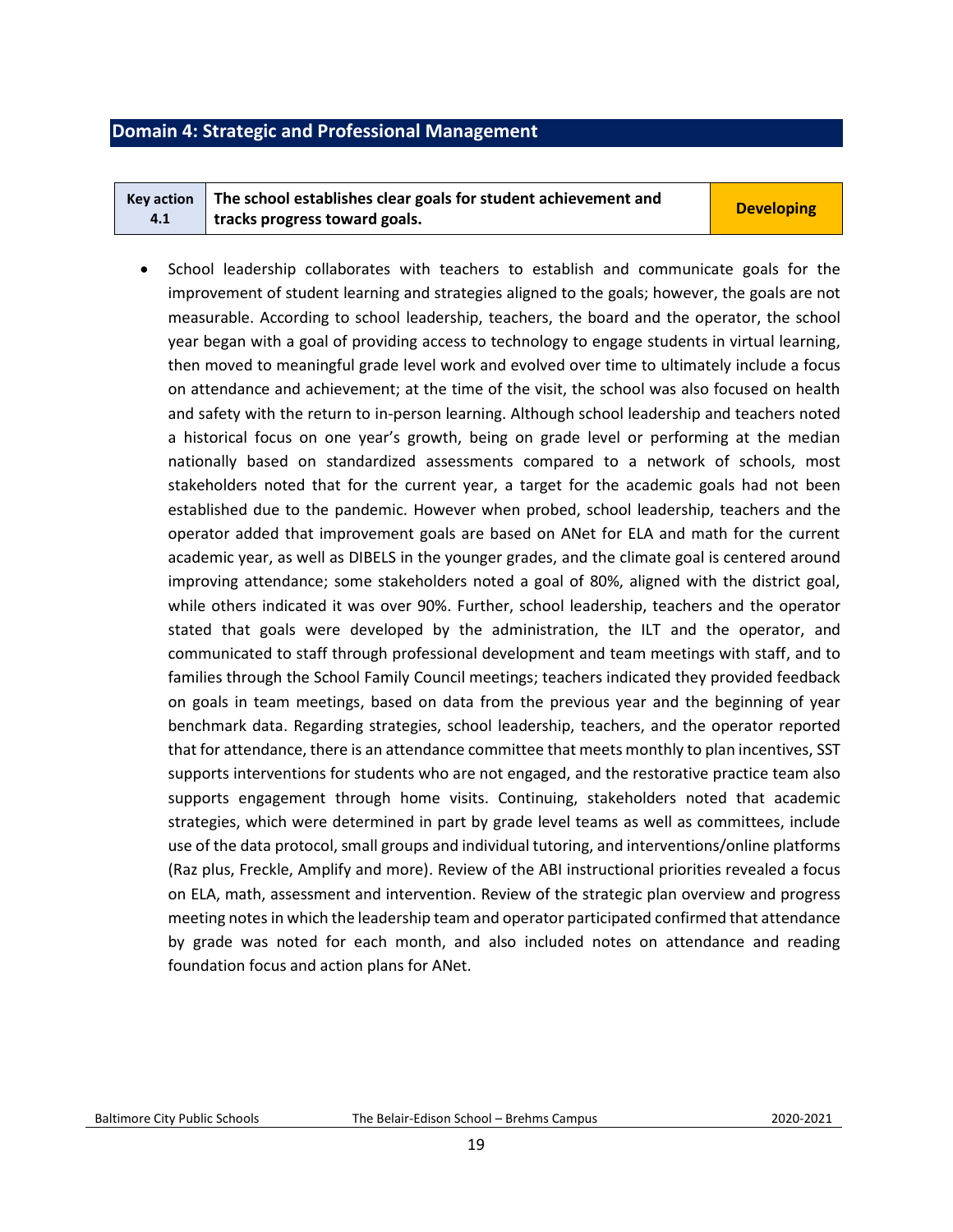## Domain 4: Strategic and Professional Management

| Key action 4.1 | The school establishes clear goals for student achievement and tracks progress toward goals. | Developing |
|---|---|---|

- School leadership collaborates with teachers to establish and communicate goals for the improvement of student learning and strategies aligned to the goals; however, the goals are not measurable. According to school leadership, teachers, the board and the operator, the school year began with a goal of providing access to technology to engage students in virtual learning, then moved to meaningful grade level work and evolved over time to ultimately include a focus on attendance and achievement; at the time of the visit, the school was also focused on health and safety with the return to in-person learning. Although school leadership and teachers noted a historical focus on one year's growth, being on grade level or performing at the median nationally based on standardized assessments compared to a network of schools, most stakeholders noted that for the current year, a target for the academic goals had not been established due to the pandemic. However when probed, school leadership, teachers and the operator added that improvement goals are based on ANet for ELA and math for the current academic year, as well as DIBELS in the younger grades, and the climate goal is centered around improving attendance; some stakeholders noted a goal of 80%, aligned with the district goal, while others indicated it was over 90%. Further, school leadership, teachers and the operator stated that goals were developed by the administration, the ILT and the operator, and communicated to staff through professional development and team meetings with staff, and to families through the School Family Council meetings; teachers indicated they provided feedback on goals in team meetings, based on data from the previous year and the beginning of year benchmark data. Regarding strategies, school leadership, teachers, and the operator reported that for attendance, there is an attendance committee that meets monthly to plan incentives, SST supports interventions for students who are not engaged, and the restorative practice team also supports engagement through home visits. Continuing, stakeholders noted that academic strategies, which were determined in part by grade level teams as well as committees, include use of the data protocol, small groups and individual tutoring, and interventions/online platforms (Raz plus, Freckle, Amplify and more). Review of the ABI instructional priorities revealed a focus on ELA, math, assessment and intervention. Review of the strategic plan overview and progress meeting notes in which the leadership team and operator participated confirmed that attendance by grade was noted for each month, and also included notes on attendance and reading foundation focus and action plans for ANet.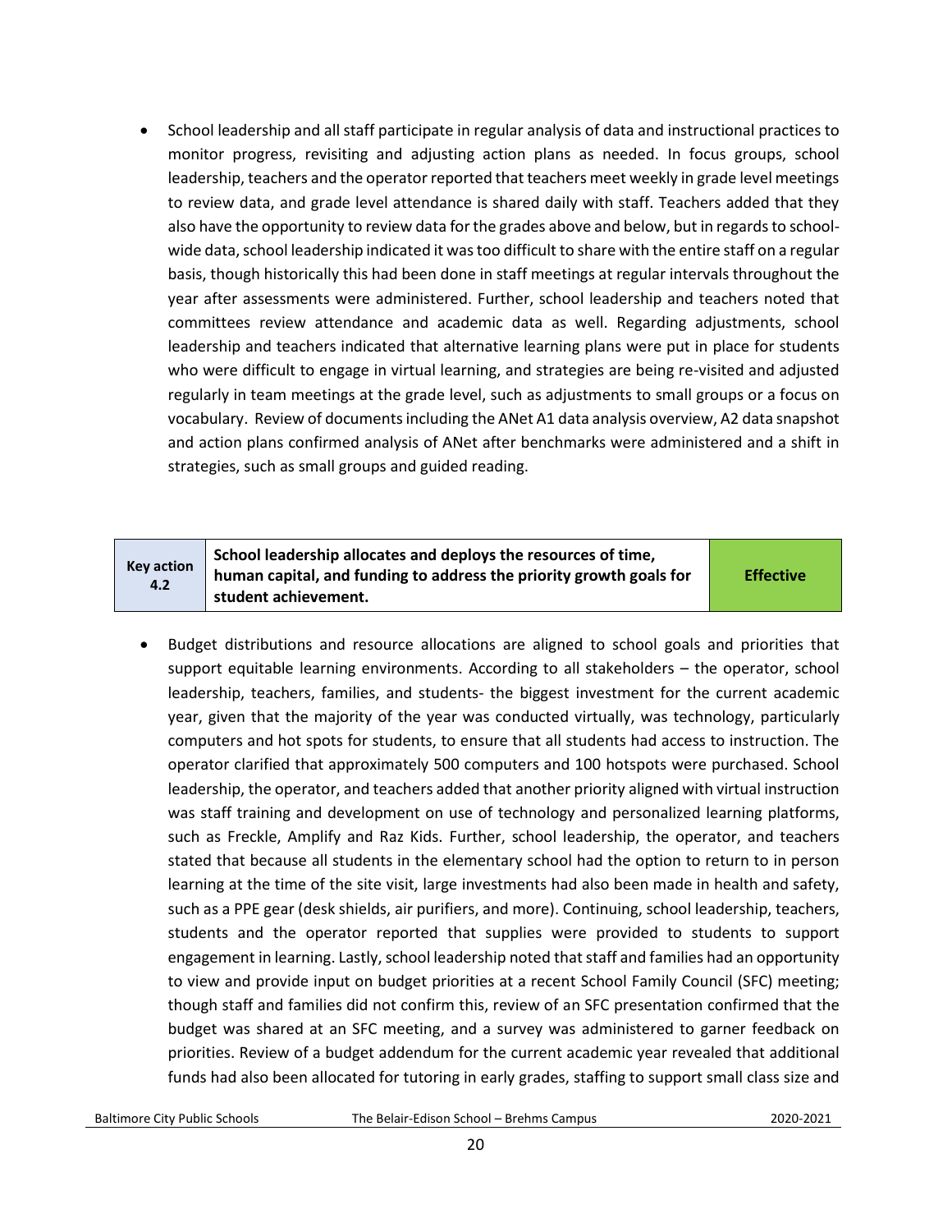- School leadership and all staff participate in regular analysis of data and instructional practices to monitor progress, revisiting and adjusting action plans as needed. In focus groups, school leadership, teachers and the operator reported that teachers meet weekly in grade level meetings to review data, and grade level attendance is shared daily with staff. Teachers added that they also have the opportunity to review data for the grades above and below, but in regards to school-wide data, school leadership indicated it was too difficult to share with the entire staff on a regular basis, though historically this had been done in staff meetings at regular intervals throughout the year after assessments were administered. Further, school leadership and teachers noted that committees review attendance and academic data as well. Regarding adjustments, school leadership and teachers indicated that alternative learning plans were put in place for students who were difficult to engage in virtual learning, and strategies are being re-visited and adjusted regularly in team meetings at the grade level, such as adjustments to small groups or a focus on vocabulary. Review of documents including the ANet A1 data analysis overview, A2 data snapshot and action plans confirmed analysis of ANet after benchmarks were administered and a shift in strategies, such as small groups and guided reading.

| Key action 4.2 | School leadership allocates and deploys the resources of time, human capital, and funding to address the priority growth goals for student achievement. | Effective |
|---|---|---|

- Budget distributions and resource allocations are aligned to school goals and priorities that support equitable learning environments. According to all stakeholders – the operator, school leadership, teachers, families, and students- the biggest investment for the current academic year, given that the majority of the year was conducted virtually, was technology, particularly computers and hot spots for students, to ensure that all students had access to instruction. The operator clarified that approximately 500 computers and 100 hotspots were purchased. School leadership, the operator, and teachers added that another priority aligned with virtual instruction was staff training and development on use of technology and personalized learning platforms, such as Freckle, Amplify and Raz Kids. Further, school leadership, the operator, and teachers stated that because all students in the elementary school had the option to return to in person learning at the time of the site visit, large investments had also been made in health and safety, such as a PPE gear (desk shields, air purifiers, and more). Continuing, school leadership, teachers, students and the operator reported that supplies were provided to students to support engagement in learning. Lastly, school leadership noted that staff and families had an opportunity to view and provide input on budget priorities at a recent School Family Council (SFC) meeting; though staff and families did not confirm this, review of an SFC presentation confirmed that the budget was shared at an SFC meeting, and a survey was administered to garner feedback on priorities. Review of a budget addendum for the current academic year revealed that additional funds had also been allocated for tutoring in early grades, staffing to support small class size and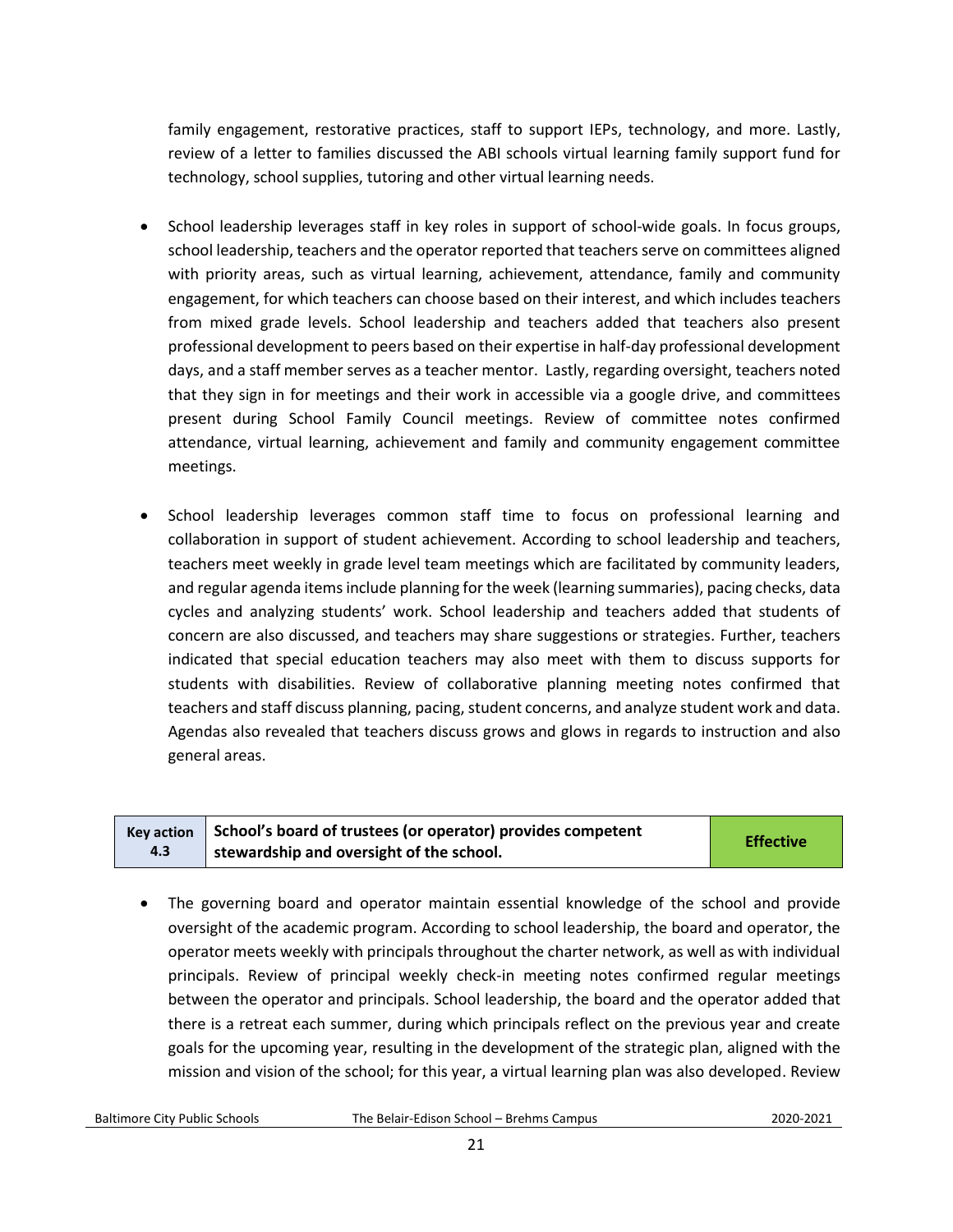family engagement, restorative practices, staff to support IEPs, technology, and more. Lastly, review of a letter to families discussed the ABI schools virtual learning family support fund for technology, school supplies, tutoring and other virtual learning needs.

- School leadership leverages staff in key roles in support of school-wide goals. In focus groups, school leadership, teachers and the operator reported that teachers serve on committees aligned with priority areas, such as virtual learning, achievement, attendance, family and community engagement, for which teachers can choose based on their interest, and which includes teachers from mixed grade levels. School leadership and teachers added that teachers also present professional development to peers based on their expertise in half-day professional development days, and a staff member serves as a teacher mentor. Lastly, regarding oversight, teachers noted that they sign in for meetings and their work in accessible via a google drive, and committees present during School Family Council meetings. Review of committee notes confirmed attendance, virtual learning, achievement and family and community engagement committee meetings.

- School leadership leverages common staff time to focus on professional learning and collaboration in support of student achievement. According to school leadership and teachers, teachers meet weekly in grade level team meetings which are facilitated by community leaders, and regular agenda items include planning for the week (learning summaries), pacing checks, data cycles and analyzing students' work. School leadership and teachers added that students of concern are also discussed, and teachers may share suggestions or strategies. Further, teachers indicated that special education teachers may also meet with them to discuss supports for students with disabilities. Review of collaborative planning meeting notes confirmed that teachers and staff discuss planning, pacing, student concerns, and analyze student work and data. Agendas also revealed that teachers discuss grows and glows in regards to instruction and also general areas.

| Key action 4.3 | School's board of trustees (or operator) provides competent stewardship and oversight of the school. | Effective |
|---|---|---|

- The governing board and operator maintain essential knowledge of the school and provide oversight of the academic program. According to school leadership, the board and operator, the operator meets weekly with principals throughout the charter network, as well as with individual principals. Review of principal weekly check-in meeting notes confirmed regular meetings between the operator and principals. School leadership, the board and the operator added that there is a retreat each summer, during which principals reflect on the previous year and create goals for the upcoming year, resulting in the development of the strategic plan, aligned with the mission and vision of the school; for this year, a virtual learning plan was also developed. Review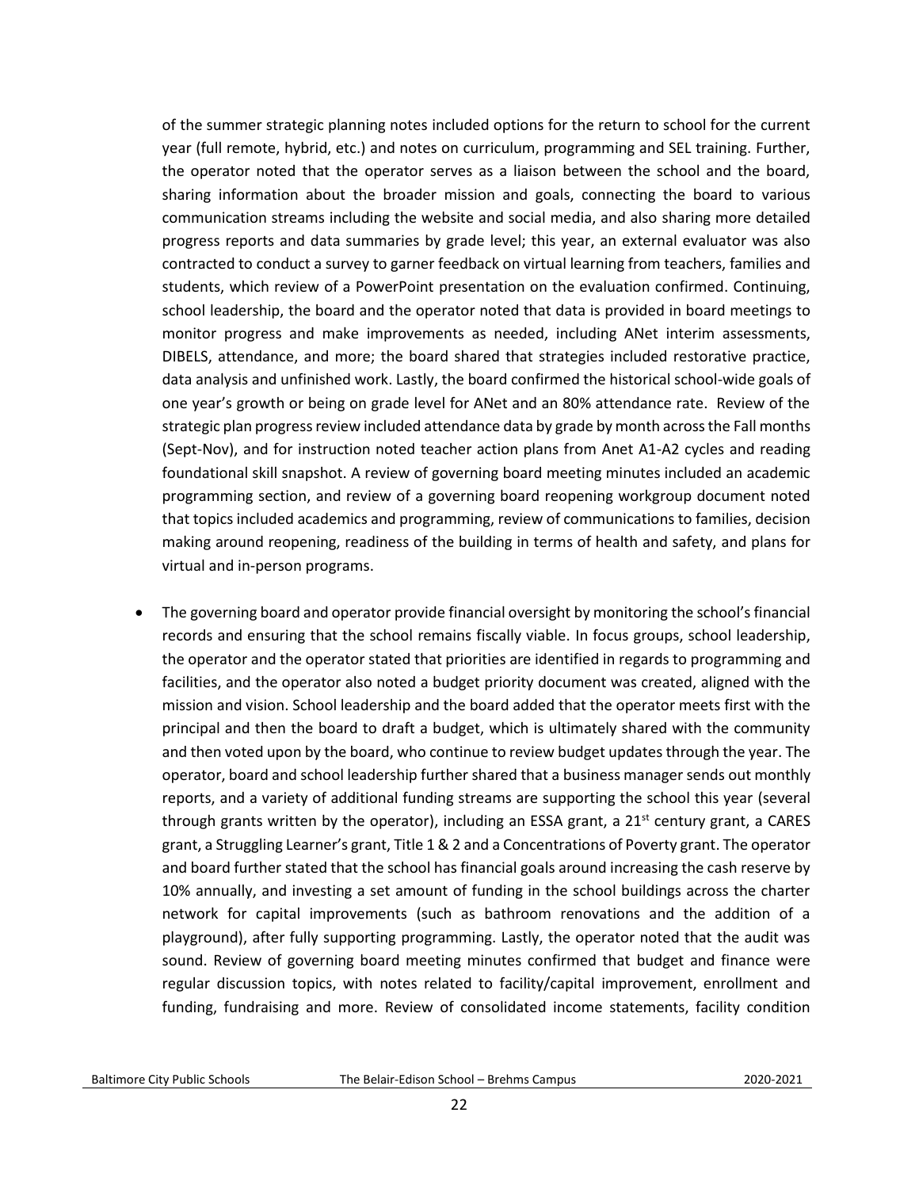of the summer strategic planning notes included options for the return to school for the current year (full remote, hybrid, etc.) and notes on curriculum, programming and SEL training. Further, the operator noted that the operator serves as a liaison between the school and the board, sharing information about the broader mission and goals, connecting the board to various communication streams including the website and social media, and also sharing more detailed progress reports and data summaries by grade level; this year, an external evaluator was also contracted to conduct a survey to garner feedback on virtual learning from teachers, families and students, which review of a PowerPoint presentation on the evaluation confirmed. Continuing, school leadership, the board and the operator noted that data is provided in board meetings to monitor progress and make improvements as needed, including ANet interim assessments, DIBELS, attendance, and more; the board shared that strategies included restorative practice, data analysis and unfinished work. Lastly, the board confirmed the historical school-wide goals of one year's growth or being on grade level for ANet and an 80% attendance rate. Review of the strategic plan progress review included attendance data by grade by month across the Fall months (Sept-Nov), and for instruction noted teacher action plans from Anet A1-A2 cycles and reading foundational skill snapshot. A review of governing board meeting minutes included an academic programming section, and review of a governing board reopening workgroup document noted that topics included academics and programming, review of communications to families, decision making around reopening, readiness of the building in terms of health and safety, and plans for virtual and in-person programs.

- The governing board and operator provide financial oversight by monitoring the school's financial records and ensuring that the school remains fiscally viable. In focus groups, school leadership, the operator and the operator stated that priorities are identified in regards to programming and facilities, and the operator also noted a budget priority document was created, aligned with the mission and vision. School leadership and the board added that the operator meets first with the principal and then the board to draft a budget, which is ultimately shared with the community and then voted upon by the board, who continue to review budget updates through the year. The operator, board and school leadership further shared that a business manager sends out monthly reports, and a variety of additional funding streams are supporting the school this year (several through grants written by the operator), including an ESSA grant, a 21st century grant, a CARES grant, a Struggling Learner's grant, Title 1 & 2 and a Concentrations of Poverty grant. The operator and board further stated that the school has financial goals around increasing the cash reserve by 10% annually, and investing a set amount of funding in the school buildings across the charter network for capital improvements (such as bathroom renovations and the addition of a playground), after fully supporting programming. Lastly, the operator noted that the audit was sound. Review of governing board meeting minutes confirmed that budget and finance were regular discussion topics, with notes related to facility/capital improvement, enrollment and funding, fundraising and more. Review of consolidated income statements, facility condition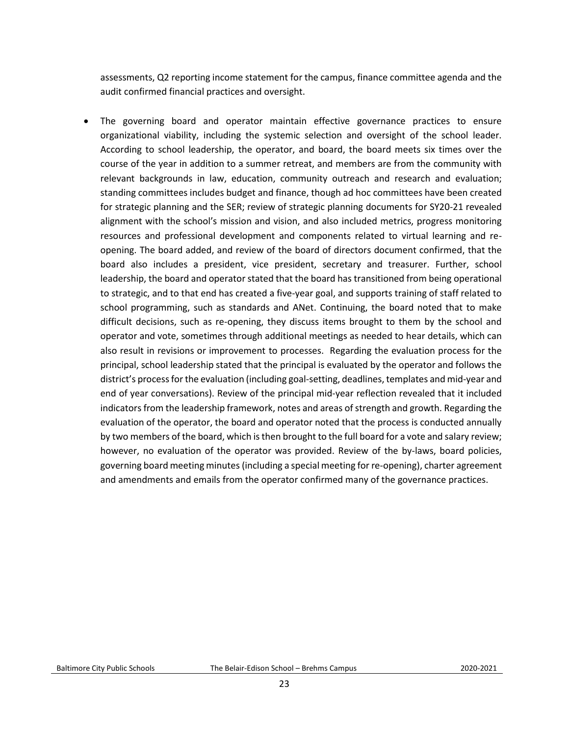assessments, Q2 reporting income statement for the campus, finance committee agenda and the audit confirmed financial practices and oversight.

- The governing board and operator maintain effective governance practices to ensure organizational viability, including the systemic selection and oversight of the school leader. According to school leadership, the operator, and board, the board meets six times over the course of the year in addition to a summer retreat, and members are from the community with relevant backgrounds in law, education, community outreach and research and evaluation; standing committees includes budget and finance, though ad hoc committees have been created for strategic planning and the SER; review of strategic planning documents for SY20-21 revealed alignment with the school's mission and vision, and also included metrics, progress monitoring resources and professional development and components related to virtual learning and re-opening. The board added, and review of the board of directors document confirmed, that the board also includes a president, vice president, secretary and treasurer. Further, school leadership, the board and operator stated that the board has transitioned from being operational to strategic, and to that end has created a five-year goal, and supports training of staff related to school programming, such as standards and ANet. Continuing, the board noted that to make difficult decisions, such as re-opening, they discuss items brought to them by the school and operator and vote, sometimes through additional meetings as needed to hear details, which can also result in revisions or improvement to processes. Regarding the evaluation process for the principal, school leadership stated that the principal is evaluated by the operator and follows the district's process for the evaluation (including goal-setting, deadlines, templates and mid-year and end of year conversations). Review of the principal mid-year reflection revealed that it included indicators from the leadership framework, notes and areas of strength and growth. Regarding the evaluation of the operator, the board and operator noted that the process is conducted annually by two members of the board, which is then brought to the full board for a vote and salary review; however, no evaluation of the operator was provided. Review of the by-laws, board policies, governing board meeting minutes (including a special meeting for re-opening), charter agreement and amendments and emails from the operator confirmed many of the governance practices.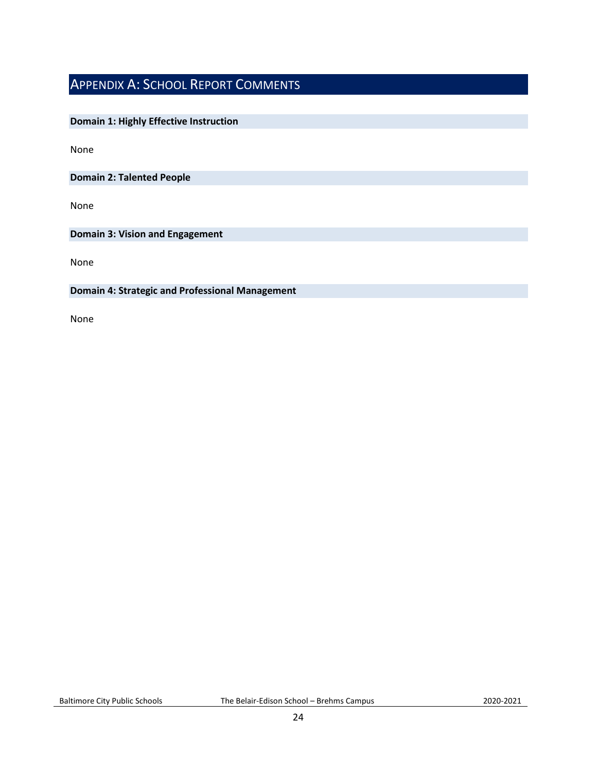# Appendix A: School Report Comments

**Domain 1: Highly Effective Instruction**

None

**Domain 2: Talented People**

None

**Domain 3: Vision and Engagement**

None

**Domain 4: Strategic and Professional Management**

None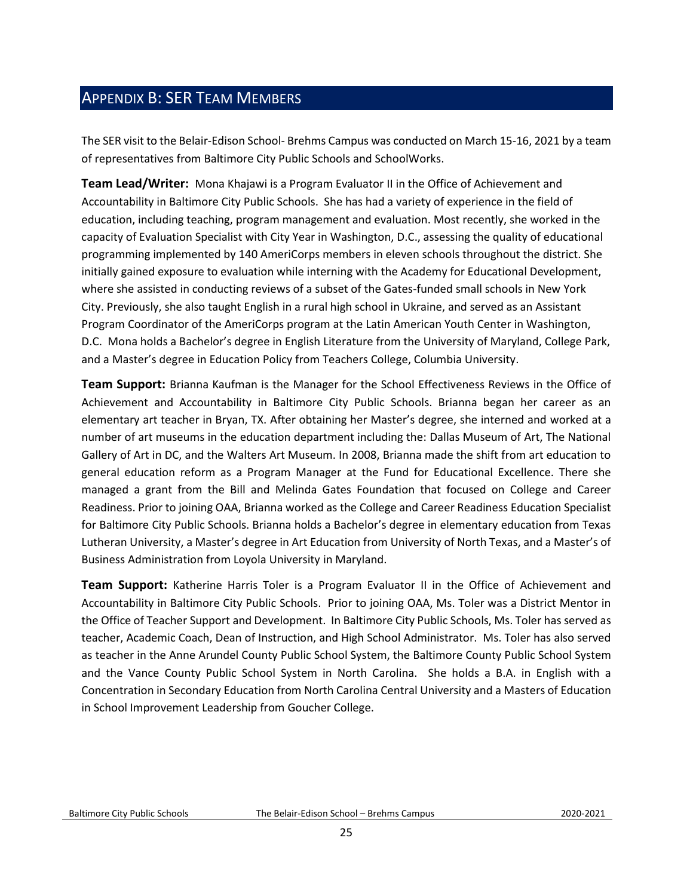## Appendix B: SER Team Members

The SER visit to the Belair-Edison School- Brehms Campus was conducted on March 15-16, 2021 by a team of representatives from Baltimore City Public Schools and SchoolWorks.

**Team Lead/Writer:** Mona Khajawi is a Program Evaluator II in the Office of Achievement and Accountability in Baltimore City Public Schools. She has had a variety of experience in the field of education, including teaching, program management and evaluation. Most recently, she worked in the capacity of Evaluation Specialist with City Year in Washington, D.C., assessing the quality of educational programming implemented by 140 AmeriCorps members in eleven schools throughout the district. She initially gained exposure to evaluation while interning with the Academy for Educational Development, where she assisted in conducting reviews of a subset of the Gates-funded small schools in New York City. Previously, she also taught English in a rural high school in Ukraine, and served as an Assistant Program Coordinator of the AmeriCorps program at the Latin American Youth Center in Washington, D.C. Mona holds a Bachelor's degree in English Literature from the University of Maryland, College Park, and a Master's degree in Education Policy from Teachers College, Columbia University.

**Team Support:** Brianna Kaufman is the Manager for the School Effectiveness Reviews in the Office of Achievement and Accountability in Baltimore City Public Schools. Brianna began her career as an elementary art teacher in Bryan, TX. After obtaining her Master's degree, she interned and worked at a number of art museums in the education department including the: Dallas Museum of Art, The National Gallery of Art in DC, and the Walters Art Museum. In 2008, Brianna made the shift from art education to general education reform as a Program Manager at the Fund for Educational Excellence. There she managed a grant from the Bill and Melinda Gates Foundation that focused on College and Career Readiness. Prior to joining OAA, Brianna worked as the College and Career Readiness Education Specialist for Baltimore City Public Schools. Brianna holds a Bachelor's degree in elementary education from Texas Lutheran University, a Master's degree in Art Education from University of North Texas, and a Master's of Business Administration from Loyola University in Maryland.

**Team Support:** Katherine Harris Toler is a Program Evaluator II in the Office of Achievement and Accountability in Baltimore City Public Schools. Prior to joining OAA, Ms. Toler was a District Mentor in the Office of Teacher Support and Development. In Baltimore City Public Schools, Ms. Toler has served as teacher, Academic Coach, Dean of Instruction, and High School Administrator. Ms. Toler has also served as teacher in the Anne Arundel County Public School System, the Baltimore County Public School System and the Vance County Public School System in North Carolina. She holds a B.A. in English with a Concentration in Secondary Education from North Carolina Central University and a Masters of Education in School Improvement Leadership from Goucher College.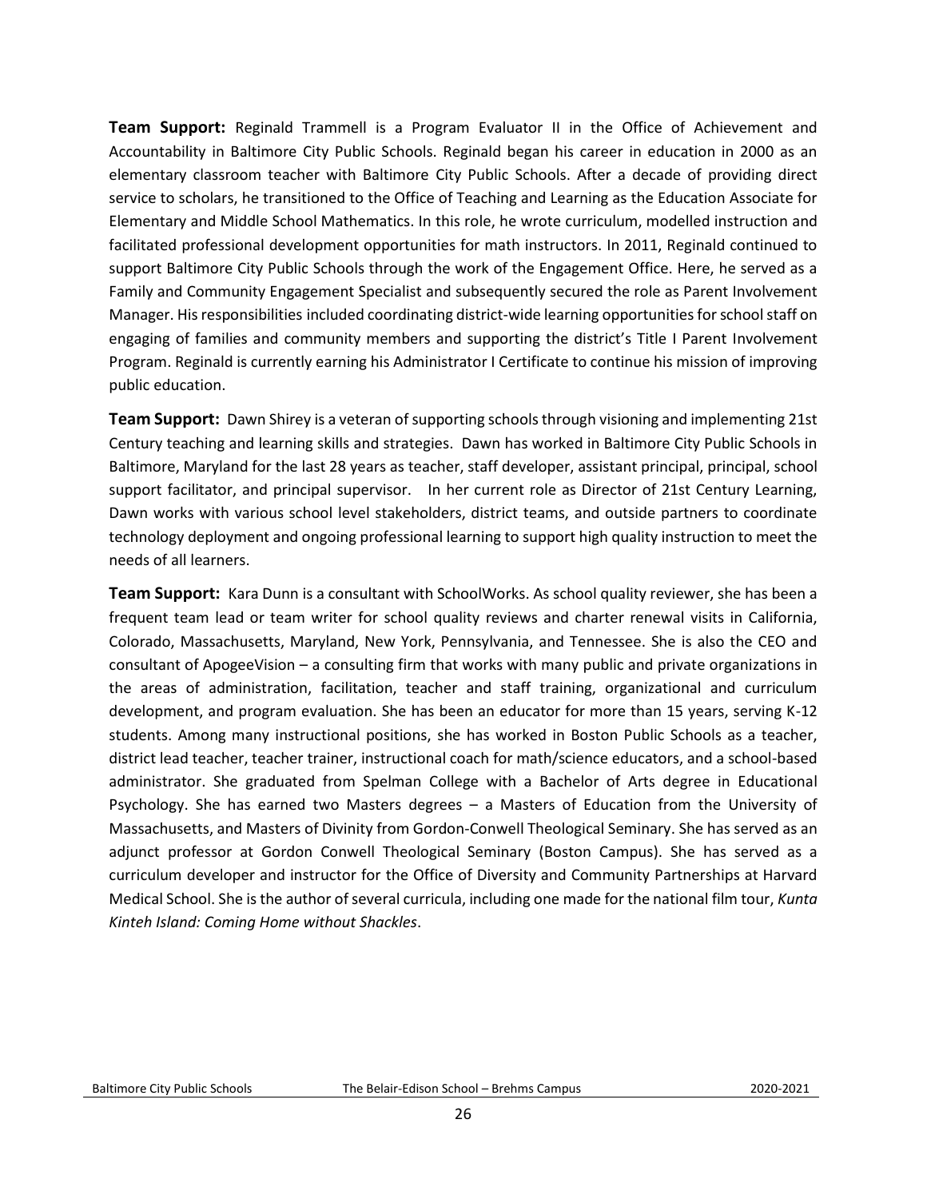**Team Support:** Reginald Trammell is a Program Evaluator II in the Office of Achievement and Accountability in Baltimore City Public Schools. Reginald began his career in education in 2000 as an elementary classroom teacher with Baltimore City Public Schools. After a decade of providing direct service to scholars, he transitioned to the Office of Teaching and Learning as the Education Associate for Elementary and Middle School Mathematics. In this role, he wrote curriculum, modelled instruction and facilitated professional development opportunities for math instructors. In 2011, Reginald continued to support Baltimore City Public Schools through the work of the Engagement Office. Here, he served as a Family and Community Engagement Specialist and subsequently secured the role as Parent Involvement Manager. His responsibilities included coordinating district-wide learning opportunities for school staff on engaging of families and community members and supporting the district's Title I Parent Involvement Program. Reginald is currently earning his Administrator I Certificate to continue his mission of improving public education.

**Team Support:** Dawn Shirey is a veteran of supporting schools through visioning and implementing 21st Century teaching and learning skills and strategies. Dawn has worked in Baltimore City Public Schools in Baltimore, Maryland for the last 28 years as teacher, staff developer, assistant principal, principal, school support facilitator, and principal supervisor. In her current role as Director of 21st Century Learning, Dawn works with various school level stakeholders, district teams, and outside partners to coordinate technology deployment and ongoing professional learning to support high quality instruction to meet the needs of all learners.

**Team Support:** Kara Dunn is a consultant with SchoolWorks. As school quality reviewer, she has been a frequent team lead or team writer for school quality reviews and charter renewal visits in California, Colorado, Massachusetts, Maryland, New York, Pennsylvania, and Tennessee. She is also the CEO and consultant of ApogeeVision – a consulting firm that works with many public and private organizations in the areas of administration, facilitation, teacher and staff training, organizational and curriculum development, and program evaluation. She has been an educator for more than 15 years, serving K-12 students. Among many instructional positions, she has worked in Boston Public Schools as a teacher, district lead teacher, teacher trainer, instructional coach for math/science educators, and a school-based administrator. She graduated from Spelman College with a Bachelor of Arts degree in Educational Psychology. She has earned two Masters degrees – a Masters of Education from the University of Massachusetts, and Masters of Divinity from Gordon-Conwell Theological Seminary. She has served as an adjunct professor at Gordon Conwell Theological Seminary (Boston Campus). She has served as a curriculum developer and instructor for the Office of Diversity and Community Partnerships at Harvard Medical School. She is the author of several curricula, including one made for the national film tour, *Kunta Kinteh Island: Coming Home without Shackles*.